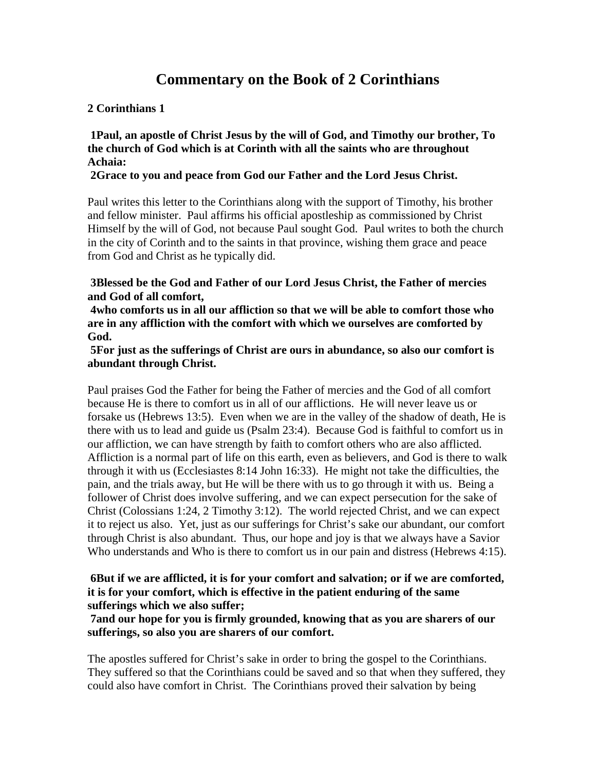# Commentary on the Book of 2 Corinthians

## 2 Corinthians 1

**1Paul, an apostle of Christ Jesus by the will of God, and Timothy our brother, To the church of God which is at Corinth with all the saints who are throughout Achaia:**
**2Grace to you and peace from God our Father and the Lord Jesus Christ.**

Paul writes this letter to the Corinthians along with the support of Timothy, his brother and fellow minister. Paul affirms his official apostleship as commissioned by Christ Himself by the will of God, not because Paul sought God. Paul writes to both the church in the city of Corinth and to the saints in that province, wishing them grace and peace from God and Christ as he typically did.

**3Blessed be the God and Father of our Lord Jesus Christ, the Father of mercies and God of all comfort,**
**4who comforts us in all our affliction so that we will be able to comfort those who are in any affliction with the comfort with which we ourselves are comforted by God.**
**5For just as the sufferings of Christ are ours in abundance, so also our comfort is abundant through Christ.**

Paul praises God the Father for being the Father of mercies and the God of all comfort because He is there to comfort us in all of our afflictions. He will never leave us or forsake us (Hebrews 13:5). Even when we are in the valley of the shadow of death, He is there with us to lead and guide us (Psalm 23:4). Because God is faithful to comfort us in our affliction, we can have strength by faith to comfort others who are also afflicted. Affliction is a normal part of life on this earth, even as believers, and God is there to walk through it with us (Ecclesiastes 8:14 John 16:33). He might not take the difficulties, the pain, and the trials away, but He will be there with us to go through it with us. Being a follower of Christ does involve suffering, and we can expect persecution for the sake of Christ (Colossians 1:24, 2 Timothy 3:12). The world rejected Christ, and we can expect it to reject us also. Yet, just as our sufferings for Christ's sake our abundant, our comfort through Christ is also abundant. Thus, our hope and joy is that we always have a Savior Who understands and Who is there to comfort us in our pain and distress (Hebrews 4:15).

**6But if we are afflicted, it is for your comfort and salvation; or if we are comforted, it is for your comfort, which is effective in the patient enduring of the same sufferings which we also suffer;**
**7and our hope for you is firmly grounded, knowing that as you are sharers of our sufferings, so also you are sharers of our comfort.**

The apostles suffered for Christ's sake in order to bring the gospel to the Corinthians. They suffered so that the Corinthians could be saved and so that when they suffered, they could also have comfort in Christ. The Corinthians proved their salvation by being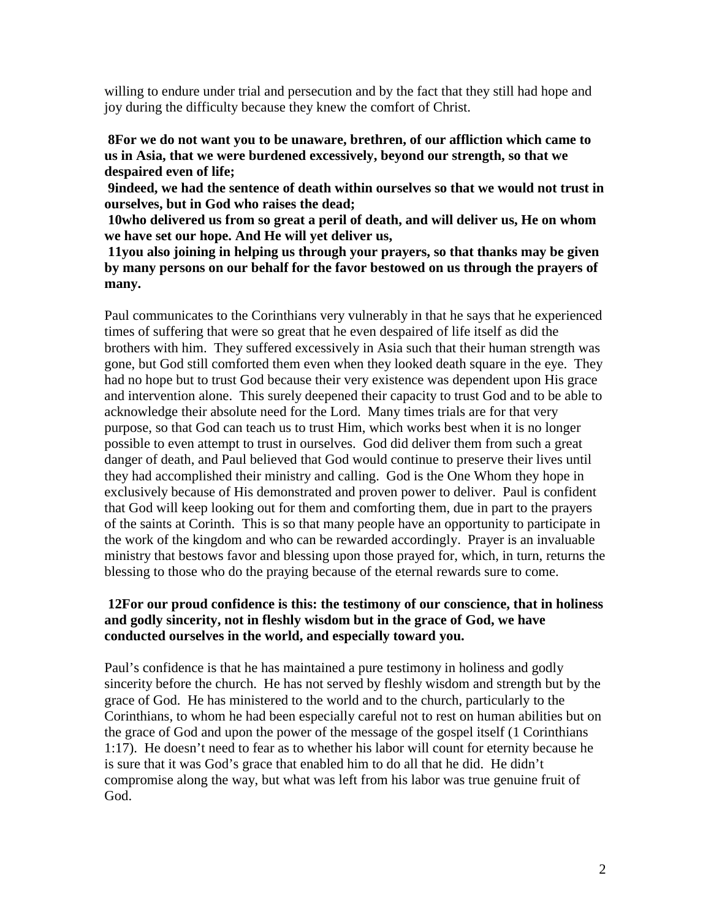willing to endure under trial and persecution and by the fact that they still had hope and joy during the difficulty because they knew the comfort of Christ.

**8For we do not want you to be unaware, brethren, of our affliction which came to us in Asia, that we were burdened excessively, beyond our strength, so that we despaired even of life;**
**9indeed, we had the sentence of death within ourselves so that we would not trust in ourselves, but in God who raises the dead;**
**10who delivered us from so great a peril of death, and will deliver us, He on whom we have set our hope. And He will yet deliver us,**
**11you also joining in helping us through your prayers, so that thanks may be given by many persons on our behalf for the favor bestowed on us through the prayers of many.**

Paul communicates to the Corinthians very vulnerably in that he says that he experienced times of suffering that were so great that he even despaired of life itself as did the brothers with him. They suffered excessively in Asia such that their human strength was gone, but God still comforted them even when they looked death square in the eye. They had no hope but to trust God because their very existence was dependent upon His grace and intervention alone. This surely deepened their capacity to trust God and to be able to acknowledge their absolute need for the Lord. Many times trials are for that very purpose, so that God can teach us to trust Him, which works best when it is no longer possible to even attempt to trust in ourselves. God did deliver them from such a great danger of death, and Paul believed that God would continue to preserve their lives until they had accomplished their ministry and calling. God is the One Whom they hope in exclusively because of His demonstrated and proven power to deliver. Paul is confident that God will keep looking out for them and comforting them, due in part to the prayers of the saints at Corinth. This is so that many people have an opportunity to participate in the work of the kingdom and who can be rewarded accordingly. Prayer is an invaluable ministry that bestows favor and blessing upon those prayed for, which, in turn, returns the blessing to those who do the praying because of the eternal rewards sure to come.

**12For our proud confidence is this: the testimony of our conscience, that in holiness and godly sincerity, not in fleshly wisdom but in the grace of God, we have conducted ourselves in the world, and especially toward you.**

Paul's confidence is that he has maintained a pure testimony in holiness and godly sincerity before the church. He has not served by fleshly wisdom and strength but by the grace of God. He has ministered to the world and to the church, particularly to the Corinthians, to whom he had been especially careful not to rest on human abilities but on the grace of God and upon the power of the message of the gospel itself (1 Corinthians 1:17). He doesn't need to fear as to whether his labor will count for eternity because he is sure that it was God's grace that enabled him to do all that he did. He didn't compromise along the way, but what was left from his labor was true genuine fruit of God.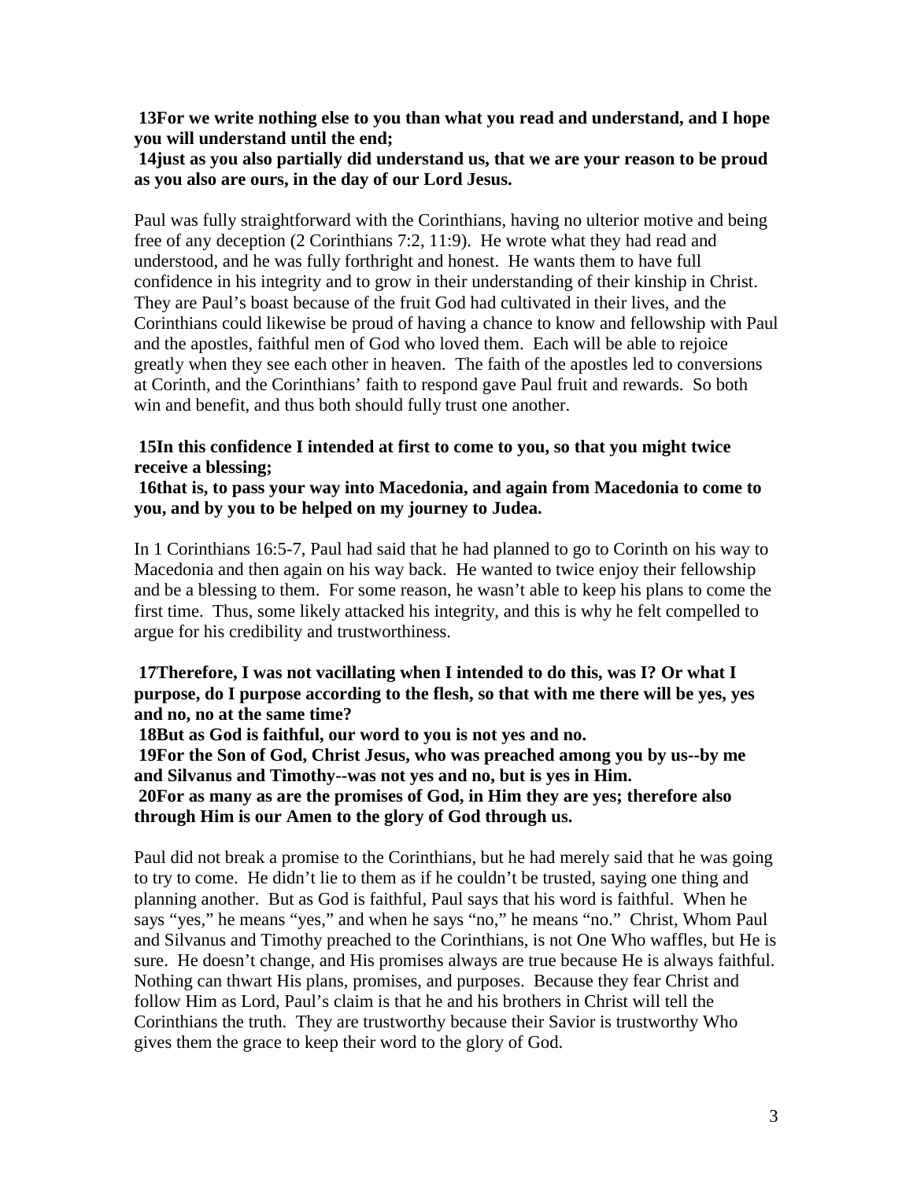**13For we write nothing else to you than what you read and understand, and I hope you will understand until the end;**
**14just as you also partially did understand us, that we are your reason to be proud as you also are ours, in the day of our Lord Jesus.**

Paul was fully straightforward with the Corinthians, having no ulterior motive and being free of any deception (2 Corinthians 7:2, 11:9). He wrote what they had read and understood, and he was fully forthright and honest. He wants them to have full confidence in his integrity and to grow in their understanding of their kinship in Christ. They are Paul's boast because of the fruit God had cultivated in their lives, and the Corinthians could likewise be proud of having a chance to know and fellowship with Paul and the apostles, faithful men of God who loved them. Each will be able to rejoice greatly when they see each other in heaven. The faith of the apostles led to conversions at Corinth, and the Corinthians' faith to respond gave Paul fruit and rewards. So both win and benefit, and thus both should fully trust one another.

**15In this confidence I intended at first to come to you, so that you might twice receive a blessing;**
**16that is, to pass your way into Macedonia, and again from Macedonia to come to you, and by you to be helped on my journey to Judea.**

In 1 Corinthians 16:5-7, Paul had said that he had planned to go to Corinth on his way to Macedonia and then again on his way back. He wanted to twice enjoy their fellowship and be a blessing to them. For some reason, he wasn't able to keep his plans to come the first time. Thus, some likely attacked his integrity, and this is why he felt compelled to argue for his credibility and trustworthiness.

**17Therefore, I was not vacillating when I intended to do this, was I? Or what I purpose, do I purpose according to the flesh, so that with me there will be yes, yes and no, no at the same time?**
**18But as God is faithful, our word to you is not yes and no.**
**19For the Son of God, Christ Jesus, who was preached among you by us--by me and Silvanus and Timothy--was not yes and no, but is yes in Him.**
**20For as many as are the promises of God, in Him they are yes; therefore also through Him is our Amen to the glory of God through us.**

Paul did not break a promise to the Corinthians, but he had merely said that he was going to try to come. He didn't lie to them as if he couldn't be trusted, saying one thing and planning another. But as God is faithful, Paul says that his word is faithful. When he says "yes," he means "yes," and when he says "no," he means "no." Christ, Whom Paul and Silvanus and Timothy preached to the Corinthians, is not One Who waffles, but He is sure. He doesn't change, and His promises always are true because He is always faithful. Nothing can thwart His plans, promises, and purposes. Because they fear Christ and follow Him as Lord, Paul's claim is that he and his brothers in Christ will tell the Corinthians the truth. They are trustworthy because their Savior is trustworthy Who gives them the grace to keep their word to the glory of God.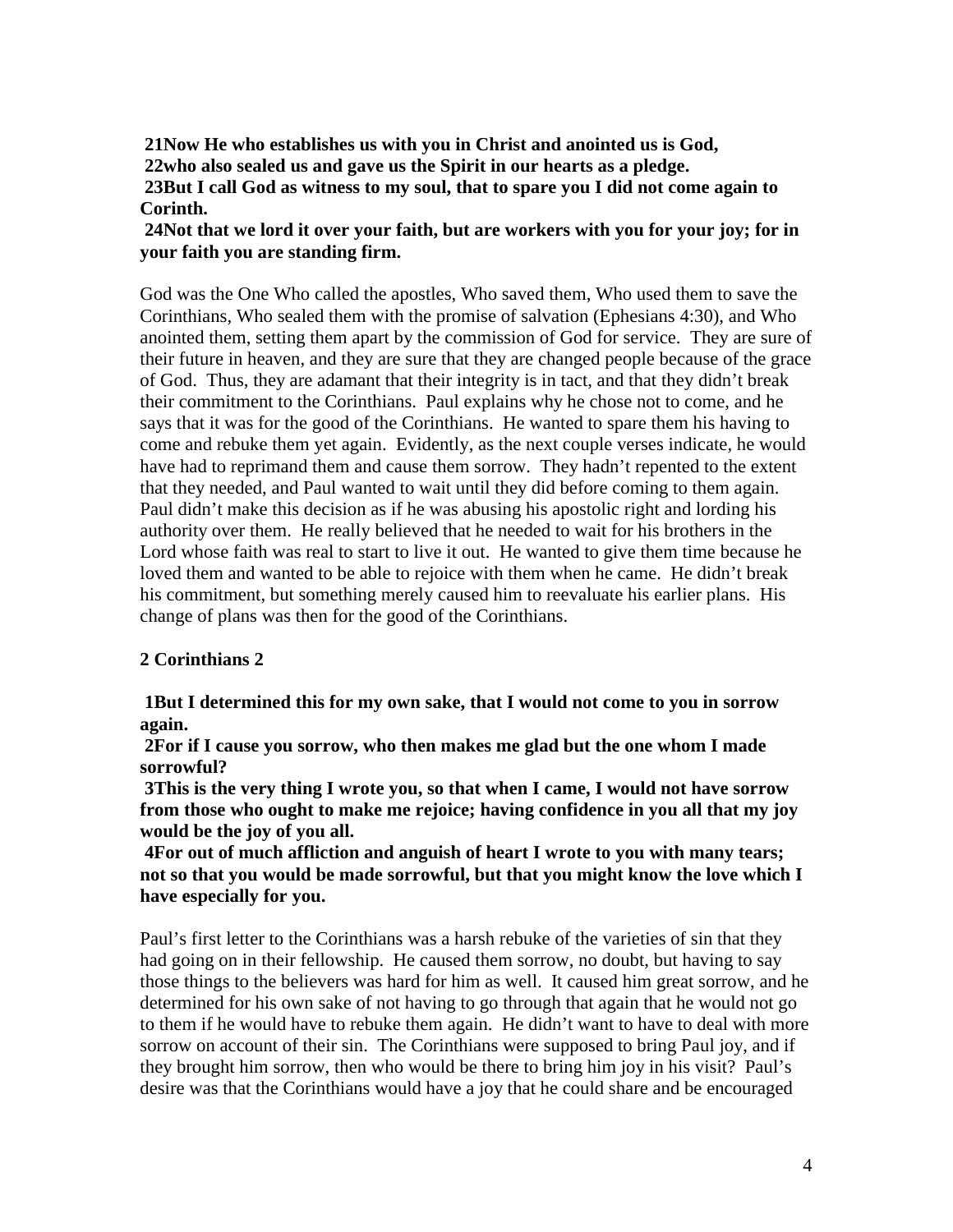**21Now He who establishes us with you in Christ and anointed us is God,**
**22who also sealed us and gave us the Spirit in our hearts as a pledge.**
**23But I call God as witness to my soul, that to spare you I did not come again to Corinth.**
**24Not that we lord it over your faith, but are workers with you for your joy; for in your faith you are standing firm.**

God was the One Who called the apostles, Who saved them, Who used them to save the Corinthians, Who sealed them with the promise of salvation (Ephesians 4:30), and Who anointed them, setting them apart by the commission of God for service. They are sure of their future in heaven, and they are sure that they are changed people because of the grace of God. Thus, they are adamant that their integrity is in tact, and that they didn't break their commitment to the Corinthians. Paul explains why he chose not to come, and he says that it was for the good of the Corinthians. He wanted to spare them his having to come and rebuke them yet again. Evidently, as the next couple verses indicate, he would have had to reprimand them and cause them sorrow. They hadn't repented to the extent that they needed, and Paul wanted to wait until they did before coming to them again. Paul didn't make this decision as if he was abusing his apostolic right and lording his authority over them. He really believed that he needed to wait for his brothers in the Lord whose faith was real to start to live it out. He wanted to give them time because he loved them and wanted to be able to rejoice with them when he came. He didn't break his commitment, but something merely caused him to reevaluate his earlier plans. His change of plans was then for the good of the Corinthians.

## 2 Corinthians 2

**1But I determined this for my own sake, that I would not come to you in sorrow again.**
**2For if I cause you sorrow, who then makes me glad but the one whom I made sorrowful?**
**3This is the very thing I wrote you, so that when I came, I would not have sorrow from those who ought to make me rejoice; having confidence in you all that my joy would be the joy of you all.**
**4For out of much affliction and anguish of heart I wrote to you with many tears; not so that you would be made sorrowful, but that you might know the love which I have especially for you.**

Paul's first letter to the Corinthians was a harsh rebuke of the varieties of sin that they had going on in their fellowship. He caused them sorrow, no doubt, but having to say those things to the believers was hard for him as well. It caused him great sorrow, and he determined for his own sake of not having to go through that again that he would not go to them if he would have to rebuke them again. He didn't want to have to deal with more sorrow on account of their sin. The Corinthians were supposed to bring Paul joy, and if they brought him sorrow, then who would be there to bring him joy in his visit? Paul's desire was that the Corinthians would have a joy that he could share and be encouraged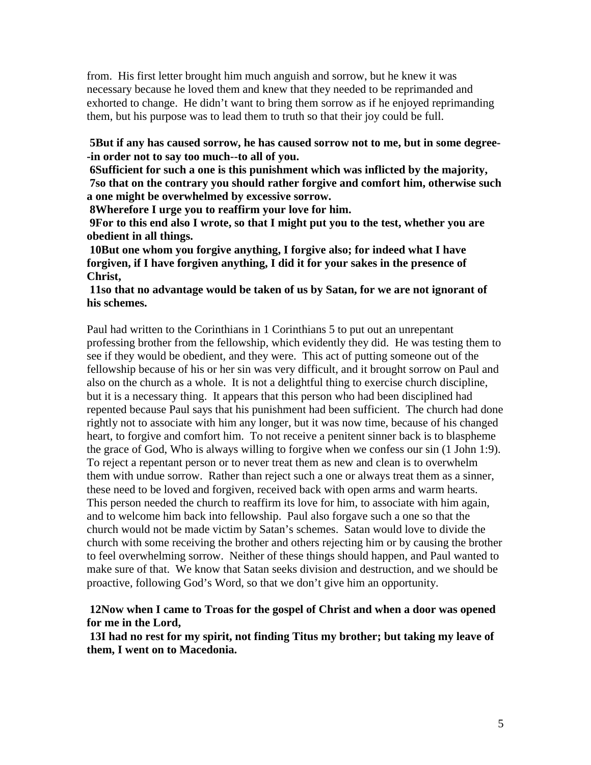from. His first letter brought him much anguish and sorrow, but he knew it was necessary because he loved them and knew that they needed to be reprimanded and exhorted to change. He didn't want to bring them sorrow as if he enjoyed reprimanding them, but his purpose was to lead them to truth so that their joy could be full.

**5But if any has caused sorrow, he has caused sorrow not to me, but in some degree--in order not to say too much--to all of you.**
**6Sufficient for such a one is this punishment which was inflicted by the majority,**
**7so that on the contrary you should rather forgive and comfort him, otherwise such a one might be overwhelmed by excessive sorrow.**
**8Wherefore I urge you to reaffirm your love for him.**
**9For to this end also I wrote, so that I might put you to the test, whether you are obedient in all things.**
**10But one whom you forgive anything, I forgive also; for indeed what I have forgiven, if I have forgiven anything, I did it for your sakes in the presence of Christ,**
**11so that no advantage would be taken of us by Satan, for we are not ignorant of his schemes.**

Paul had written to the Corinthians in 1 Corinthians 5 to put out an unrepentant professing brother from the fellowship, which evidently they did. He was testing them to see if they would be obedient, and they were. This act of putting someone out of the fellowship because of his or her sin was very difficult, and it brought sorrow on Paul and also on the church as a whole. It is not a delightful thing to exercise church discipline, but it is a necessary thing. It appears that this person who had been disciplined had repented because Paul says that his punishment had been sufficient. The church had done rightly not to associate with him any longer, but it was now time, because of his changed heart, to forgive and comfort him. To not receive a penitent sinner back is to blaspheme the grace of God, Who is always willing to forgive when we confess our sin (1 John 1:9). To reject a repentant person or to never treat them as new and clean is to overwhelm them with undue sorrow. Rather than reject such a one or always treat them as a sinner, these need to be loved and forgiven, received back with open arms and warm hearts. This person needed the church to reaffirm its love for him, to associate with him again, and to welcome him back into fellowship. Paul also forgave such a one so that the church would not be made victim by Satan's schemes. Satan would love to divide the church with some receiving the brother and others rejecting him or by causing the brother to feel overwhelming sorrow. Neither of these things should happen, and Paul wanted to make sure of that. We know that Satan seeks division and destruction, and we should be proactive, following God's Word, so that we don't give him an opportunity.

**12Now when I came to Troas for the gospel of Christ and when a door was opened for me in the Lord,**
**13I had no rest for my spirit, not finding Titus my brother; but taking my leave of them, I went on to Macedonia.**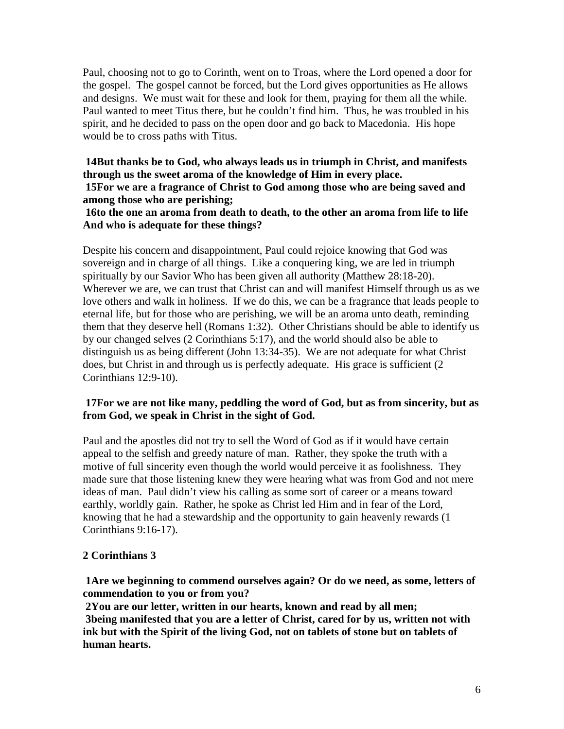Paul, choosing not to go to Corinth, went on to Troas, where the Lord opened a door for the gospel. The gospel cannot be forced, but the Lord gives opportunities as He allows and designs. We must wait for these and look for them, praying for them all the while. Paul wanted to meet Titus there, but he couldn't find him. Thus, he was troubled in his spirit, and he decided to pass on the open door and go back to Macedonia. His hope would be to cross paths with Titus.

**14But thanks be to God, who always leads us in triumph in Christ, and manifests through us the sweet aroma of the knowledge of Him in every place.**
**15For we are a fragrance of Christ to God among those who are being saved and among those who are perishing;**
**16to the one an aroma from death to death, to the other an aroma from life to life And who is adequate for these things?**

Despite his concern and disappointment, Paul could rejoice knowing that God was sovereign and in charge of all things. Like a conquering king, we are led in triumph spiritually by our Savior Who has been given all authority (Matthew 28:18-20). Wherever we are, we can trust that Christ can and will manifest Himself through us as we love others and walk in holiness. If we do this, we can be a fragrance that leads people to eternal life, but for those who are perishing, we will be an aroma unto death, reminding them that they deserve hell (Romans 1:32). Other Christians should be able to identify us by our changed selves (2 Corinthians 5:17), and the world should also be able to distinguish us as being different (John 13:34-35). We are not adequate for what Christ does, but Christ in and through us is perfectly adequate. His grace is sufficient (2 Corinthians 12:9-10).

**17For we are not like many, peddling the word of God, but as from sincerity, but as from God, we speak in Christ in the sight of God.**

Paul and the apostles did not try to sell the Word of God as if it would have certain appeal to the selfish and greedy nature of man. Rather, they spoke the truth with a motive of full sincerity even though the world would perceive it as foolishness. They made sure that those listening knew they were hearing what was from God and not mere ideas of man. Paul didn't view his calling as some sort of career or a means toward earthly, worldly gain. Rather, he spoke as Christ led Him and in fear of the Lord, knowing that he had a stewardship and the opportunity to gain heavenly rewards (1 Corinthians 9:16-17).

**2 Corinthians 3**

**1Are we beginning to commend ourselves again? Or do we need, as some, letters of commendation to you or from you?**
**2You are our letter, written in our hearts, known and read by all men;**
**3being manifested that you are a letter of Christ, cared for by us, written not with ink but with the Spirit of the living God, not on tablets of stone but on tablets of human hearts.**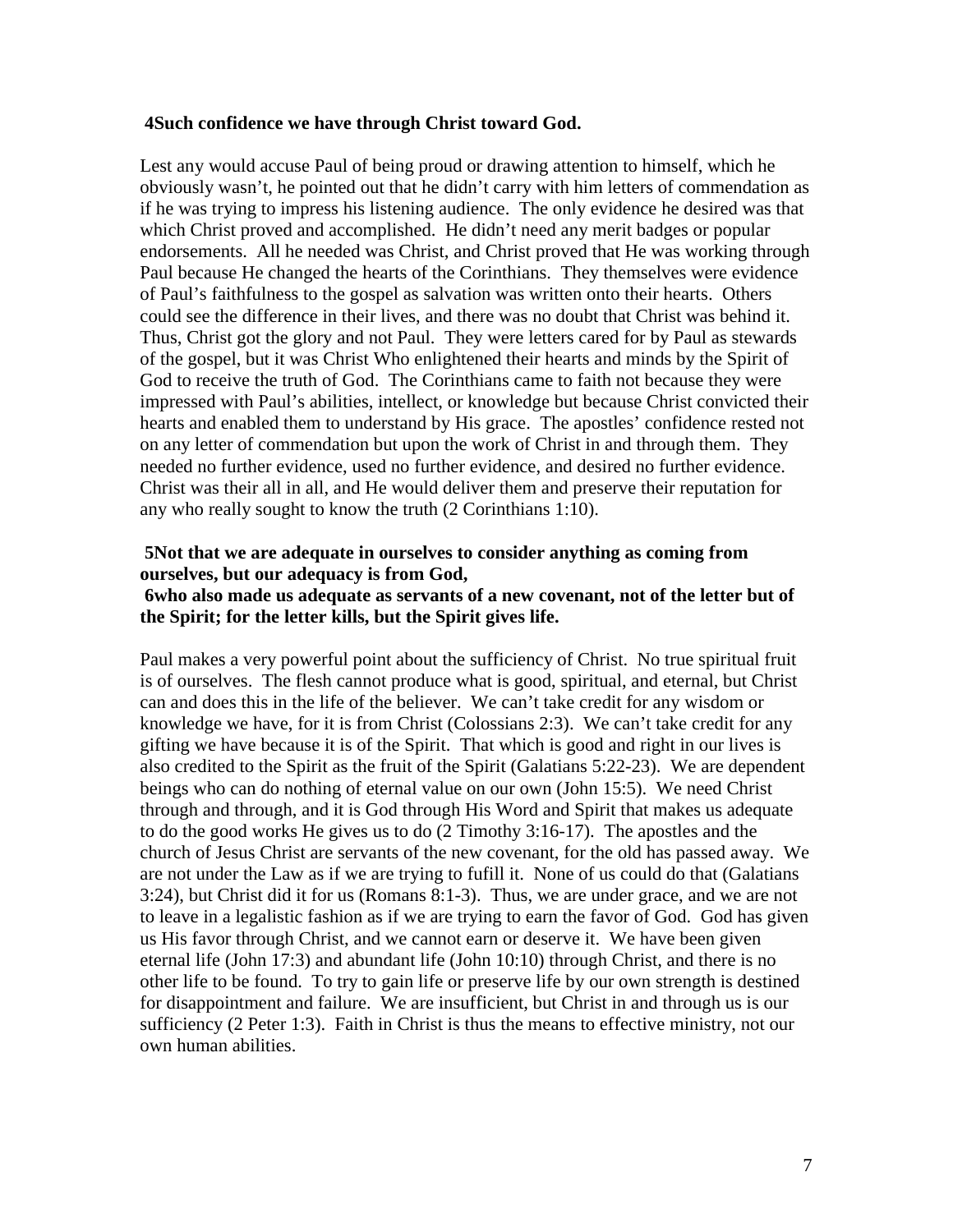**4Such confidence we have through Christ toward God.**

Lest any would accuse Paul of being proud or drawing attention to himself, which he obviously wasn't, he pointed out that he didn't carry with him letters of commendation as if he was trying to impress his listening audience. The only evidence he desired was that which Christ proved and accomplished. He didn't need any merit badges or popular endorsements. All he needed was Christ, and Christ proved that He was working through Paul because He changed the hearts of the Corinthians. They themselves were evidence of Paul's faithfulness to the gospel as salvation was written onto their hearts. Others could see the difference in their lives, and there was no doubt that Christ was behind it. Thus, Christ got the glory and not Paul. They were letters cared for by Paul as stewards of the gospel, but it was Christ Who enlightened their hearts and minds by the Spirit of God to receive the truth of God. The Corinthians came to faith not because they were impressed with Paul's abilities, intellect, or knowledge but because Christ convicted their hearts and enabled them to understand by His grace. The apostles' confidence rested not on any letter of commendation but upon the work of Christ in and through them. They needed no further evidence, used no further evidence, and desired no further evidence. Christ was their all in all, and He would deliver them and preserve their reputation for any who really sought to know the truth (2 Corinthians 1:10).

**5Not that we are adequate in ourselves to consider anything as coming from ourselves, but our adequacy is from God,**
**6who also made us adequate as servants of a new covenant, not of the letter but of the Spirit; for the letter kills, but the Spirit gives life.**

Paul makes a very powerful point about the sufficiency of Christ. No true spiritual fruit is of ourselves. The flesh cannot produce what is good, spiritual, and eternal, but Christ can and does this in the life of the believer. We can't take credit for any wisdom or knowledge we have, for it is from Christ (Colossians 2:3). We can't take credit for any gifting we have because it is of the Spirit. That which is good and right in our lives is also credited to the Spirit as the fruit of the Spirit (Galatians 5:22-23). We are dependent beings who can do nothing of eternal value on our own (John 15:5). We need Christ through and through, and it is God through His Word and Spirit that makes us adequate to do the good works He gives us to do (2 Timothy 3:16-17). The apostles and the church of Jesus Christ are servants of the new covenant, for the old has passed away. We are not under the Law as if we are trying to fufill it. None of us could do that (Galatians 3:24), but Christ did it for us (Romans 8:1-3). Thus, we are under grace, and we are not to leave in a legalistic fashion as if we are trying to earn the favor of God. God has given us His favor through Christ, and we cannot earn or deserve it. We have been given eternal life (John 17:3) and abundant life (John 10:10) through Christ, and there is no other life to be found. To try to gain life or preserve life by our own strength is destined for disappointment and failure. We are insufficient, but Christ in and through us is our sufficiency (2 Peter 1:3). Faith in Christ is thus the means to effective ministry, not our own human abilities.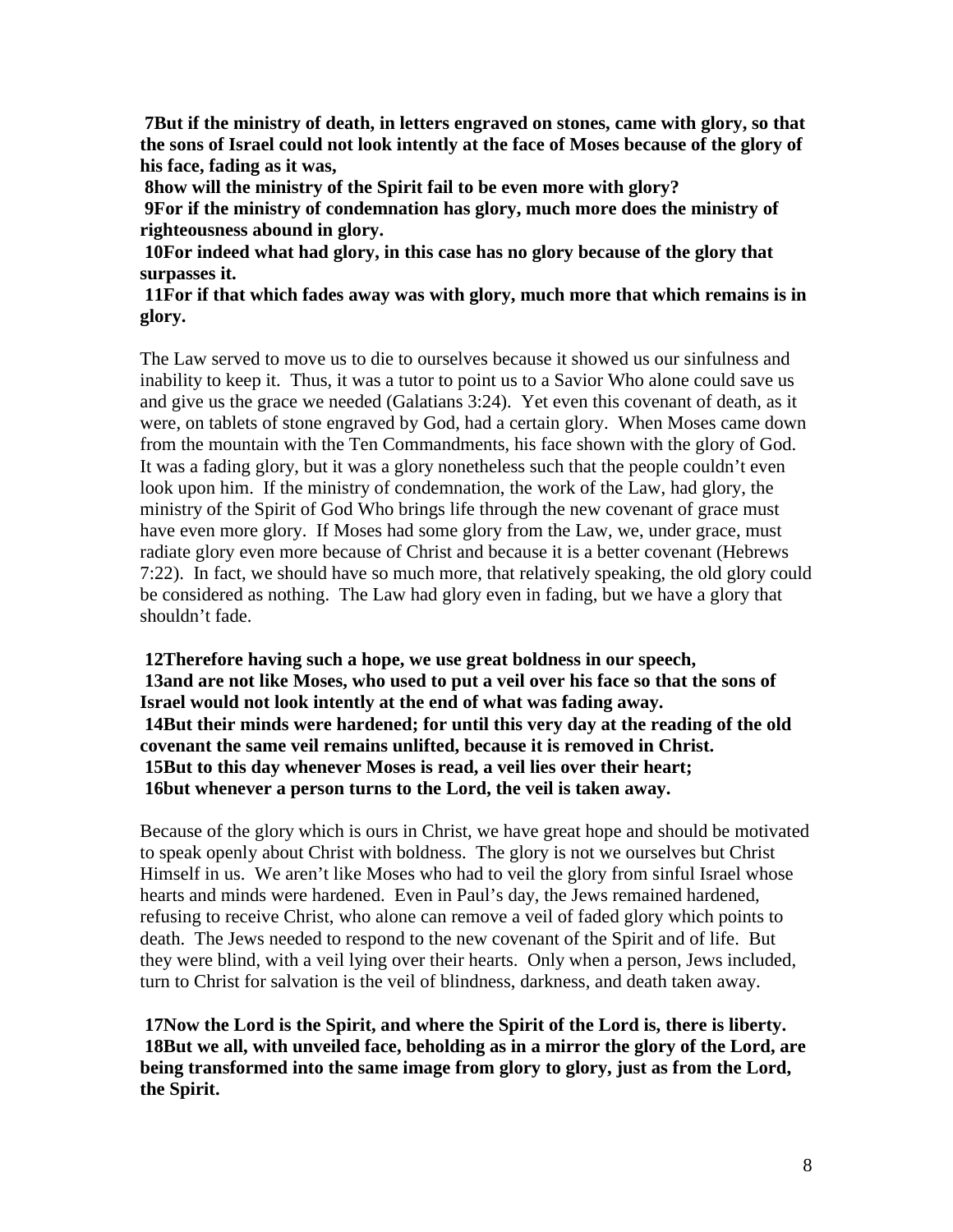**7But if the ministry of death, in letters engraved on stones, came with glory, so that the sons of Israel could not look intently at the face of Moses because of the glory of his face, fading as it was,**
**8how will the ministry of the Spirit fail to be even more with glory?**
**9For if the ministry of condemnation has glory, much more does the ministry of righteousness abound in glory.**
**10For indeed what had glory, in this case has no glory because of the glory that surpasses it.**
**11For if that which fades away was with glory, much more that which remains is in glory.**

The Law served to move us to die to ourselves because it showed us our sinfulness and inability to keep it. Thus, it was a tutor to point us to a Savior Who alone could save us and give us the grace we needed (Galatians 3:24). Yet even this covenant of death, as it were, on tablets of stone engraved by God, had a certain glory. When Moses came down from the mountain with the Ten Commandments, his face shown with the glory of God. It was a fading glory, but it was a glory nonetheless such that the people couldn't even look upon him. If the ministry of condemnation, the work of the Law, had glory, the ministry of the Spirit of God Who brings life through the new covenant of grace must have even more glory. If Moses had some glory from the Law, we, under grace, must radiate glory even more because of Christ and because it is a better covenant (Hebrews 7:22). In fact, we should have so much more, that relatively speaking, the old glory could be considered as nothing. The Law had glory even in fading, but we have a glory that shouldn't fade.

**12Therefore having such a hope, we use great boldness in our speech,**
**13and are not like Moses, who used to put a veil over his face so that the sons of Israel would not look intently at the end of what was fading away.**
**14But their minds were hardened; for until this very day at the reading of the old covenant the same veil remains unlifted, because it is removed in Christ.**
**15But to this day whenever Moses is read, a veil lies over their heart;**
**16but whenever a person turns to the Lord, the veil is taken away.**

Because of the glory which is ours in Christ, we have great hope and should be motivated to speak openly about Christ with boldness. The glory is not we ourselves but Christ Himself in us. We aren't like Moses who had to veil the glory from sinful Israel whose hearts and minds were hardened. Even in Paul's day, the Jews remained hardened, refusing to receive Christ, who alone can remove a veil of faded glory which points to death. The Jews needed to respond to the new covenant of the Spirit and of life. But they were blind, with a veil lying over their hearts. Only when a person, Jews included, turn to Christ for salvation is the veil of blindness, darkness, and death taken away.

**17Now the Lord is the Spirit, and where the Spirit of the Lord is, there is liberty.**
**18But we all, with unveiled face, beholding as in a mirror the glory of the Lord, are being transformed into the same image from glory to glory, just as from the Lord, the Spirit.**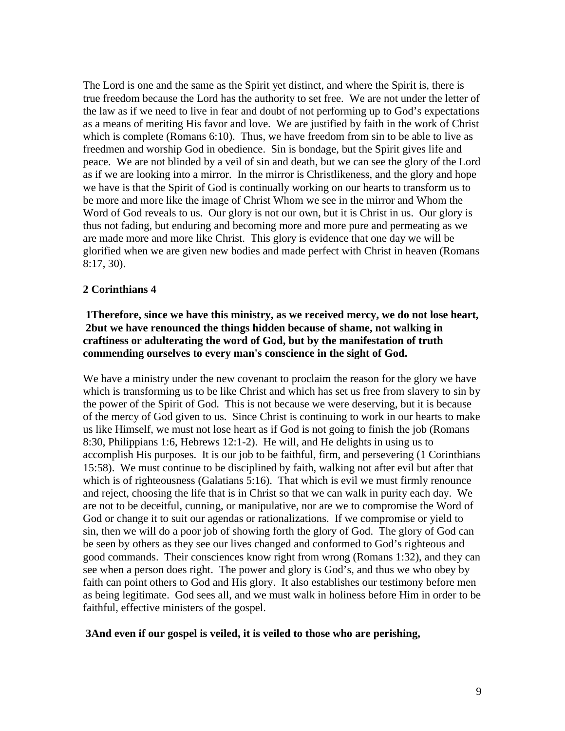The Lord is one and the same as the Spirit yet distinct, and where the Spirit is, there is true freedom because the Lord has the authority to set free. We are not under the letter of the law as if we need to live in fear and doubt of not performing up to God's expectations as a means of meriting His favor and love. We are justified by faith in the work of Christ which is complete (Romans 6:10). Thus, we have freedom from sin to be able to live as freedmen and worship God in obedience. Sin is bondage, but the Spirit gives life and peace. We are not blinded by a veil of sin and death, but we can see the glory of the Lord as if we are looking into a mirror. In the mirror is Christlikeness, and the glory and hope we have is that the Spirit of God is continually working on our hearts to transform us to be more and more like the image of Christ Whom we see in the mirror and Whom the Word of God reveals to us. Our glory is not our own, but it is Christ in us. Our glory is thus not fading, but enduring and becoming more and more pure and permeating as we are made more and more like Christ. This glory is evidence that one day we will be glorified when we are given new bodies and made perfect with Christ in heaven (Romans 8:17, 30).

**2 Corinthians 4**

**1Therefore, since we have this ministry, as we received mercy, we do not lose heart, 2but we have renounced the things hidden because of shame, not walking in craftiness or adulterating the word of God, but by the manifestation of truth commending ourselves to every man's conscience in the sight of God.**

We have a ministry under the new covenant to proclaim the reason for the glory we have which is transforming us to be like Christ and which has set us free from slavery to sin by the power of the Spirit of God. This is not because we were deserving, but it is because of the mercy of God given to us. Since Christ is continuing to work in our hearts to make us like Himself, we must not lose heart as if God is not going to finish the job (Romans 8:30, Philippians 1:6, Hebrews 12:1-2). He will, and He delights in using us to accomplish His purposes. It is our job to be faithful, firm, and persevering (1 Corinthians 15:58). We must continue to be disciplined by faith, walking not after evil but after that which is of righteousness (Galatians 5:16). That which is evil we must firmly renounce and reject, choosing the life that is in Christ so that we can walk in purity each day. We are not to be deceitful, cunning, or manipulative, nor are we to compromise the Word of God or change it to suit our agendas or rationalizations. If we compromise or yield to sin, then we will do a poor job of showing forth the glory of God. The glory of God can be seen by others as they see our lives changed and conformed to God's righteous and good commands. Their consciences know right from wrong (Romans 1:32), and they can see when a person does right. The power and glory is God's, and thus we who obey by faith can point others to God and His glory. It also establishes our testimony before men as being legitimate. God sees all, and we must walk in holiness before Him in order to be faithful, effective ministers of the gospel.

**3And even if our gospel is veiled, it is veiled to those who are perishing,**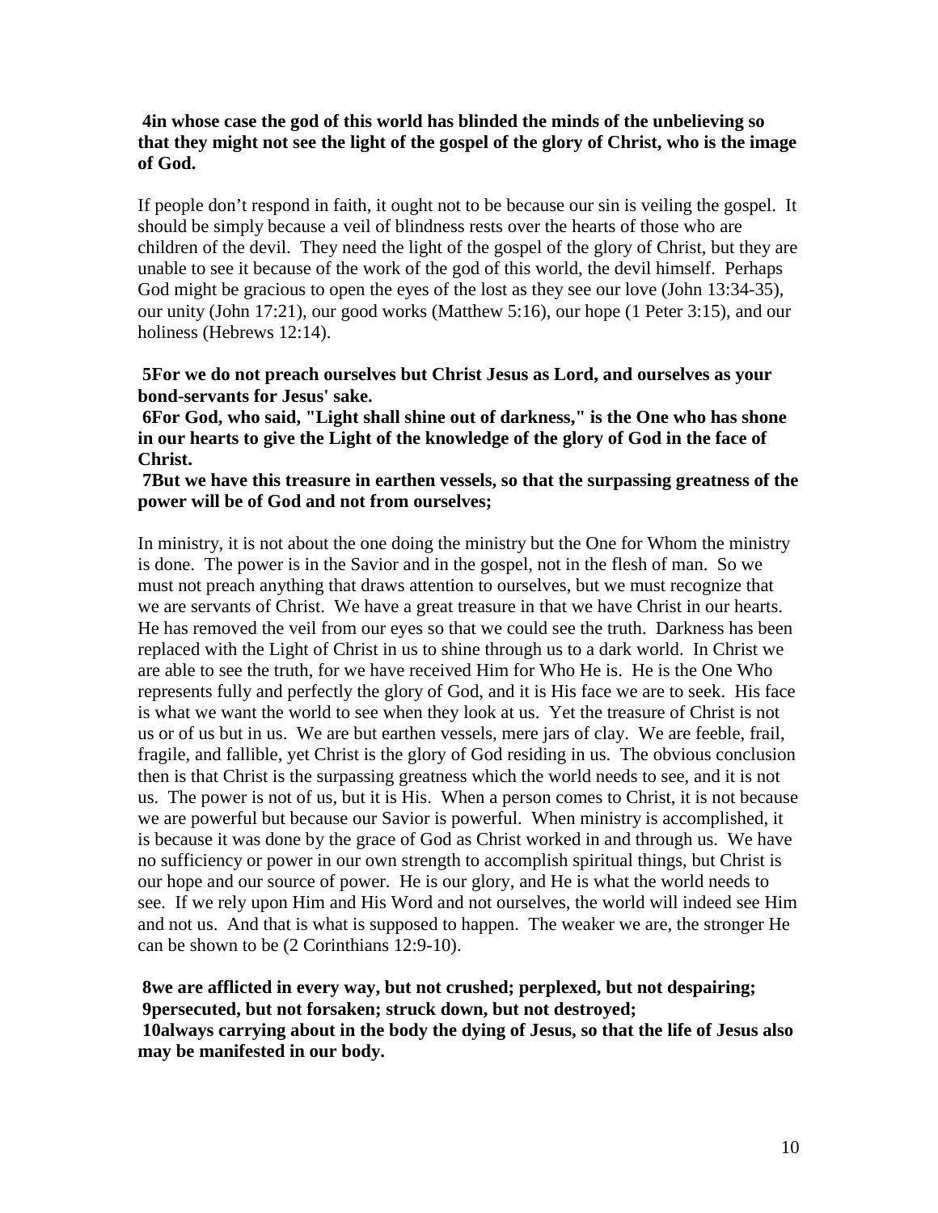**4in whose case the god of this world has blinded the minds of the unbelieving so that they might not see the light of the gospel of the glory of Christ, who is the image of God.**

If people don't respond in faith, it ought not to be because our sin is veiling the gospel. It should be simply because a veil of blindness rests over the hearts of those who are children of the devil. They need the light of the gospel of the glory of Christ, but they are unable to see it because of the work of the god of this world, the devil himself. Perhaps God might be gracious to open the eyes of the lost as they see our love (John 13:34-35), our unity (John 17:21), our good works (Matthew 5:16), our hope (1 Peter 3:15), and our holiness (Hebrews 12:14).

**5For we do not preach ourselves but Christ Jesus as Lord, and ourselves as your bond-servants for Jesus' sake.**
**6For God, who said, "Light shall shine out of darkness," is the One who has shone in our hearts to give the Light of the knowledge of the glory of God in the face of Christ.**
**7But we have this treasure in earthen vessels, so that the surpassing greatness of the power will be of God and not from ourselves;**

In ministry, it is not about the one doing the ministry but the One for Whom the ministry is done. The power is in the Savior and in the gospel, not in the flesh of man. So we must not preach anything that draws attention to ourselves, but we must recognize that we are servants of Christ. We have a great treasure in that we have Christ in our hearts. He has removed the veil from our eyes so that we could see the truth. Darkness has been replaced with the Light of Christ in us to shine through us to a dark world. In Christ we are able to see the truth, for we have received Him for Who He is. He is the One Who represents fully and perfectly the glory of God, and it is His face we are to seek. His face is what we want the world to see when they look at us. Yet the treasure of Christ is not us or of us but in us. We are but earthen vessels, mere jars of clay. We are feeble, frail, fragile, and fallible, yet Christ is the glory of God residing in us. The obvious conclusion then is that Christ is the surpassing greatness which the world needs to see, and it is not us. The power is not of us, but it is His. When a person comes to Christ, it is not because we are powerful but because our Savior is powerful. When ministry is accomplished, it is because it was done by the grace of God as Christ worked in and through us. We have no sufficiency or power in our own strength to accomplish spiritual things, but Christ is our hope and our source of power. He is our glory, and He is what the world needs to see. If we rely upon Him and His Word and not ourselves, the world will indeed see Him and not us. And that is what is supposed to happen. The weaker we are, the stronger He can be shown to be (2 Corinthians 12:9-10).

**8we are afflicted in every way, but not crushed; perplexed, but not despairing;**
**9persecuted, but not forsaken; struck down, but not destroyed;**
**10always carrying about in the body the dying of Jesus, so that the life of Jesus also may be manifested in our body.**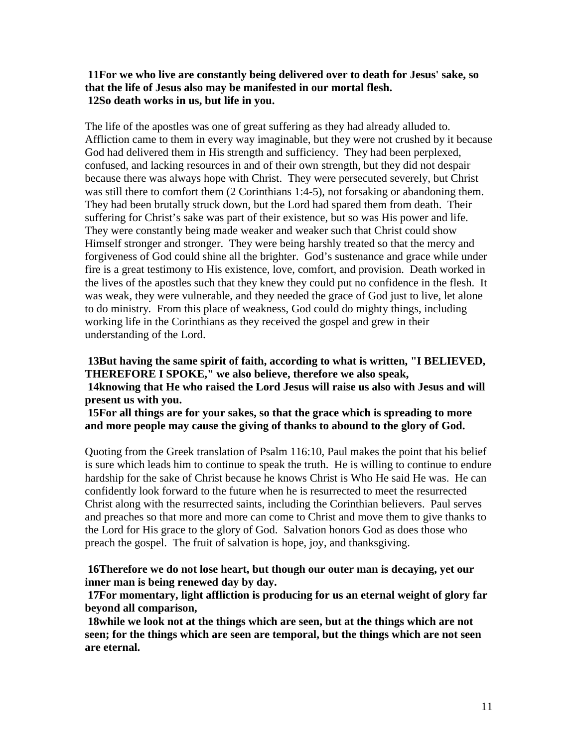**11For we who live are constantly being delivered over to death for Jesus' sake, so that the life of Jesus also may be manifested in our mortal flesh.**
**12So death works in us, but life in you.**

The life of the apostles was one of great suffering as they had already alluded to. Affliction came to them in every way imaginable, but they were not crushed by it because God had delivered them in His strength and sufficiency. They had been perplexed, confused, and lacking resources in and of their own strength, but they did not despair because there was always hope with Christ. They were persecuted severely, but Christ was still there to comfort them (2 Corinthians 1:4-5), not forsaking or abandoning them. They had been brutally struck down, but the Lord had spared them from death. Their suffering for Christ's sake was part of their existence, but so was His power and life. They were constantly being made weaker and weaker such that Christ could show Himself stronger and stronger. They were being harshly treated so that the mercy and forgiveness of God could shine all the brighter. God's sustenance and grace while under fire is a great testimony to His existence, love, comfort, and provision. Death worked in the lives of the apostles such that they knew they could put no confidence in the flesh. It was weak, they were vulnerable, and they needed the grace of God just to live, let alone to do ministry. From this place of weakness, God could do mighty things, including working life in the Corinthians as they received the gospel and grew in their understanding of the Lord.

**13But having the same spirit of faith, according to what is written, "I BELIEVED, THEREFORE I SPOKE," we also believe, therefore we also speak,**
**14knowing that He who raised the Lord Jesus will raise us also with Jesus and will present us with you.**
**15For all things are for your sakes, so that the grace which is spreading to more and more people may cause the giving of thanks to abound to the glory of God.**

Quoting from the Greek translation of Psalm 116:10, Paul makes the point that his belief is sure which leads him to continue to speak the truth. He is willing to continue to endure hardship for the sake of Christ because he knows Christ is Who He said He was. He can confidently look forward to the future when he is resurrected to meet the resurrected Christ along with the resurrected saints, including the Corinthian believers. Paul serves and preaches so that more and more can come to Christ and move them to give thanks to the Lord for His grace to the glory of God. Salvation honors God as does those who preach the gospel. The fruit of salvation is hope, joy, and thanksgiving.

**16Therefore we do not lose heart, but though our outer man is decaying, yet our inner man is being renewed day by day.**
**17For momentary, light affliction is producing for us an eternal weight of glory far beyond all comparison,**
**18while we look not at the things which are seen, but at the things which are not seen; for the things which are seen are temporal, but the things which are not seen are eternal.**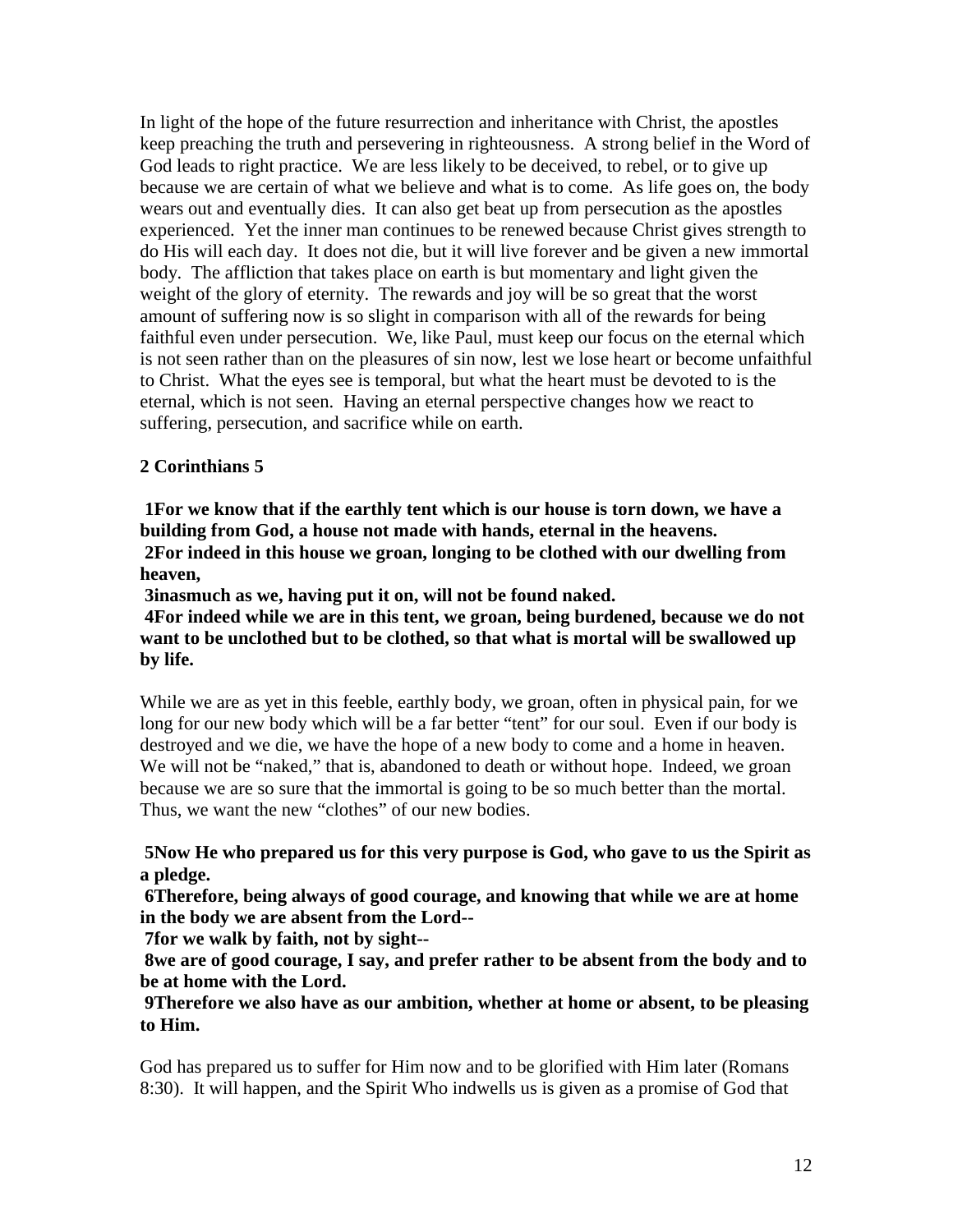In light of the hope of the future resurrection and inheritance with Christ, the apostles keep preaching the truth and persevering in righteousness. A strong belief in the Word of God leads to right practice. We are less likely to be deceived, to rebel, or to give up because we are certain of what we believe and what is to come. As life goes on, the body wears out and eventually dies. It can also get beat up from persecution as the apostles experienced. Yet the inner man continues to be renewed because Christ gives strength to do His will each day. It does not die, but it will live forever and be given a new immortal body. The affliction that takes place on earth is but momentary and light given the weight of the glory of eternity. The rewards and joy will be so great that the worst amount of suffering now is so slight in comparison with all of the rewards for being faithful even under persecution. We, like Paul, must keep our focus on the eternal which is not seen rather than on the pleasures of sin now, lest we lose heart or become unfaithful to Christ. What the eyes see is temporal, but what the heart must be devoted to is the eternal, which is not seen. Having an eternal perspective changes how we react to suffering, persecution, and sacrifice while on earth.

**2 Corinthians 5**

**1For we know that if the earthly tent which is our house is torn down, we have a building from God, a house not made with hands, eternal in the heavens.**
**2For indeed in this house we groan, longing to be clothed with our dwelling from heaven,**
**3inasmuch as we, having put it on, will not be found naked.**
**4For indeed while we are in this tent, we groan, being burdened, because we do not want to be unclothed but to be clothed, so that what is mortal will be swallowed up by life.**

While we are as yet in this feeble, earthly body, we groan, often in physical pain, for we long for our new body which will be a far better "tent" for our soul. Even if our body is destroyed and we die, we have the hope of a new body to come and a home in heaven. We will not be "naked," that is, abandoned to death or without hope. Indeed, we groan because we are so sure that the immortal is going to be so much better than the mortal. Thus, we want the new "clothes" of our new bodies.

**5Now He who prepared us for this very purpose is God, who gave to us the Spirit as a pledge.**
**6Therefore, being always of good courage, and knowing that while we are at home in the body we are absent from the Lord--**
**7for we walk by faith, not by sight--**
**8we are of good courage, I say, and prefer rather to be absent from the body and to be at home with the Lord.**
**9Therefore we also have as our ambition, whether at home or absent, to be pleasing to Him.**

God has prepared us to suffer for Him now and to be glorified with Him later (Romans 8:30). It will happen, and the Spirit Who indwells us is given as a promise of God that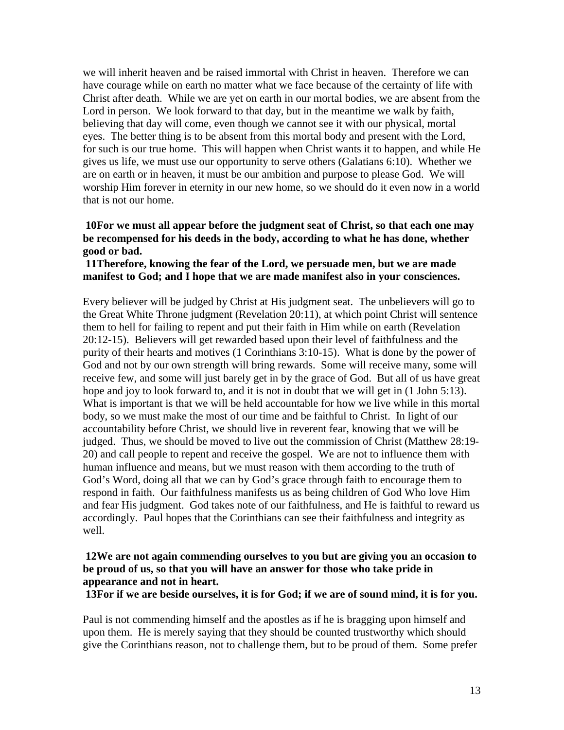we will inherit heaven and be raised immortal with Christ in heaven. Therefore we can have courage while on earth no matter what we face because of the certainty of life with Christ after death. While we are yet on earth in our mortal bodies, we are absent from the Lord in person. We look forward to that day, but in the meantime we walk by faith, believing that day will come, even though we cannot see it with our physical, mortal eyes. The better thing is to be absent from this mortal body and present with the Lord, for such is our true home. This will happen when Christ wants it to happen, and while He gives us life, we must use our opportunity to serve others (Galatians 6:10). Whether we are on earth or in heaven, it must be our ambition and purpose to please God. We will worship Him forever in eternity in our new home, so we should do it even now in a world that is not our home.

**10For we must all appear before the judgment seat of Christ, so that each one may be recompensed for his deeds in the body, according to what he has done, whether good or bad.**
**11Therefore, knowing the fear of the Lord, we persuade men, but we are made manifest to God; and I hope that we are made manifest also in your consciences.**

Every believer will be judged by Christ at His judgment seat. The unbelievers will go to the Great White Throne judgment (Revelation 20:11), at which point Christ will sentence them to hell for failing to repent and put their faith in Him while on earth (Revelation 20:12-15). Believers will get rewarded based upon their level of faithfulness and the purity of their hearts and motives (1 Corinthians 3:10-15). What is done by the power of God and not by our own strength will bring rewards. Some will receive many, some will receive few, and some will just barely get in by the grace of God. But all of us have great hope and joy to look forward to, and it is not in doubt that we will get in (1 John 5:13). What is important is that we will be held accountable for how we live while in this mortal body, so we must make the most of our time and be faithful to Christ. In light of our accountability before Christ, we should live in reverent fear, knowing that we will be judged. Thus, we should be moved to live out the commission of Christ (Matthew 28:19-20) and call people to repent and receive the gospel. We are not to influence them with human influence and means, but we must reason with them according to the truth of God's Word, doing all that we can by God's grace through faith to encourage them to respond in faith. Our faithfulness manifests us as being children of God Who love Him and fear His judgment. God takes note of our faithfulness, and He is faithful to reward us accordingly. Paul hopes that the Corinthians can see their faithfulness and integrity as well.

**12We are not again commending ourselves to you but are giving you an occasion to be proud of us, so that you will have an answer for those who take pride in appearance and not in heart.**
**13For if we are beside ourselves, it is for God; if we are of sound mind, it is for you.**

Paul is not commending himself and the apostles as if he is bragging upon himself and upon them. He is merely saying that they should be counted trustworthy which should give the Corinthians reason, not to challenge them, but to be proud of them. Some prefer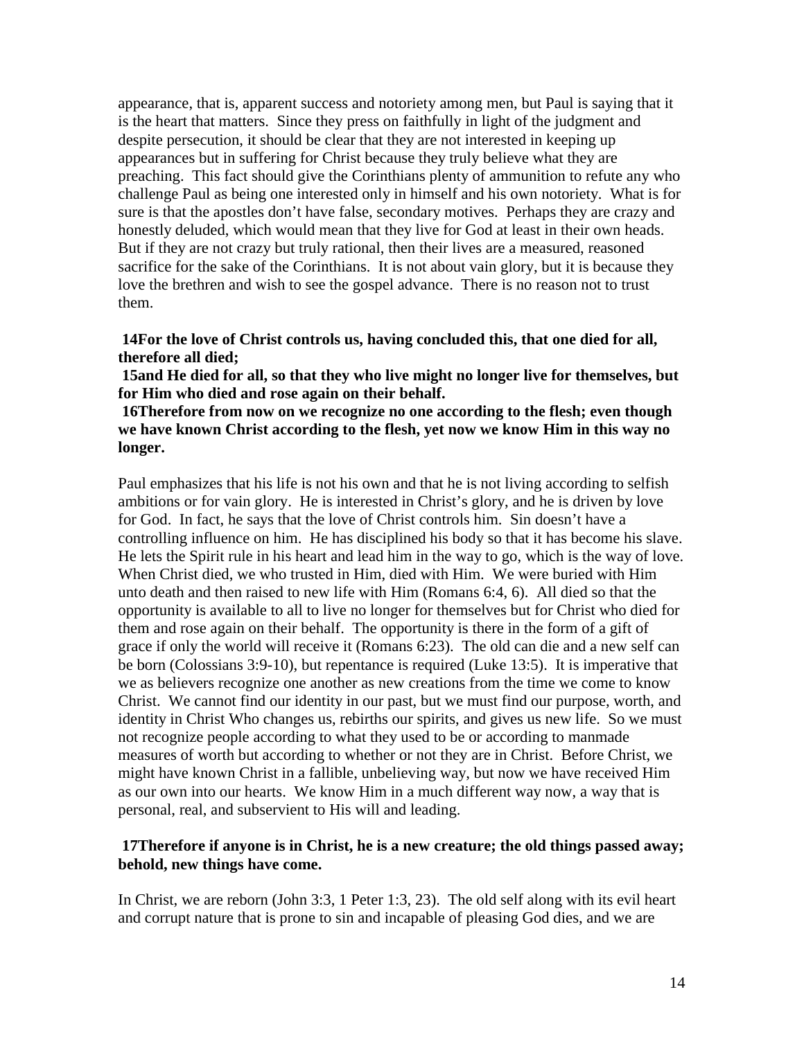appearance, that is, apparent success and notoriety among men, but Paul is saying that it is the heart that matters. Since they press on faithfully in light of the judgment and despite persecution, it should be clear that they are not interested in keeping up appearances but in suffering for Christ because they truly believe what they are preaching. This fact should give the Corinthians plenty of ammunition to refute any who challenge Paul as being one interested only in himself and his own notoriety. What is for sure is that the apostles don't have false, secondary motives. Perhaps they are crazy and honestly deluded, which would mean that they live for God at least in their own heads. But if they are not crazy but truly rational, then their lives are a measured, reasoned sacrifice for the sake of the Corinthians. It is not about vain glory, but it is because they love the brethren and wish to see the gospel advance. There is no reason not to trust them.

**14For the love of Christ controls us, having concluded this, that one died for all, therefore all died;**
**15and He died for all, so that they who live might no longer live for themselves, but for Him who died and rose again on their behalf.**
**16Therefore from now on we recognize no one according to the flesh; even though we have known Christ according to the flesh, yet now we know Him in this way no longer.**

Paul emphasizes that his life is not his own and that he is not living according to selfish ambitions or for vain glory. He is interested in Christ's glory, and he is driven by love for God. In fact, he says that the love of Christ controls him. Sin doesn't have a controlling influence on him. He has disciplined his body so that it has become his slave. He lets the Spirit rule in his heart and lead him in the way to go, which is the way of love. When Christ died, we who trusted in Him, died with Him. We were buried with Him unto death and then raised to new life with Him (Romans 6:4, 6). All died so that the opportunity is available to all to live no longer for themselves but for Christ who died for them and rose again on their behalf. The opportunity is there in the form of a gift of grace if only the world will receive it (Romans 6:23). The old can die and a new self can be born (Colossians 3:9-10), but repentance is required (Luke 13:5). It is imperative that we as believers recognize one another as new creations from the time we come to know Christ. We cannot find our identity in our past, but we must find our purpose, worth, and identity in Christ Who changes us, rebirths our spirits, and gives us new life. So we must not recognize people according to what they used to be or according to manmade measures of worth but according to whether or not they are in Christ. Before Christ, we might have known Christ in a fallible, unbelieving way, but now we have received Him as our own into our hearts. We know Him in a much different way now, a way that is personal, real, and subservient to His will and leading.

**17Therefore if anyone is in Christ, he is a new creature; the old things passed away; behold, new things have come.**

In Christ, we are reborn (John 3:3, 1 Peter 1:3, 23). The old self along with its evil heart and corrupt nature that is prone to sin and incapable of pleasing God dies, and we are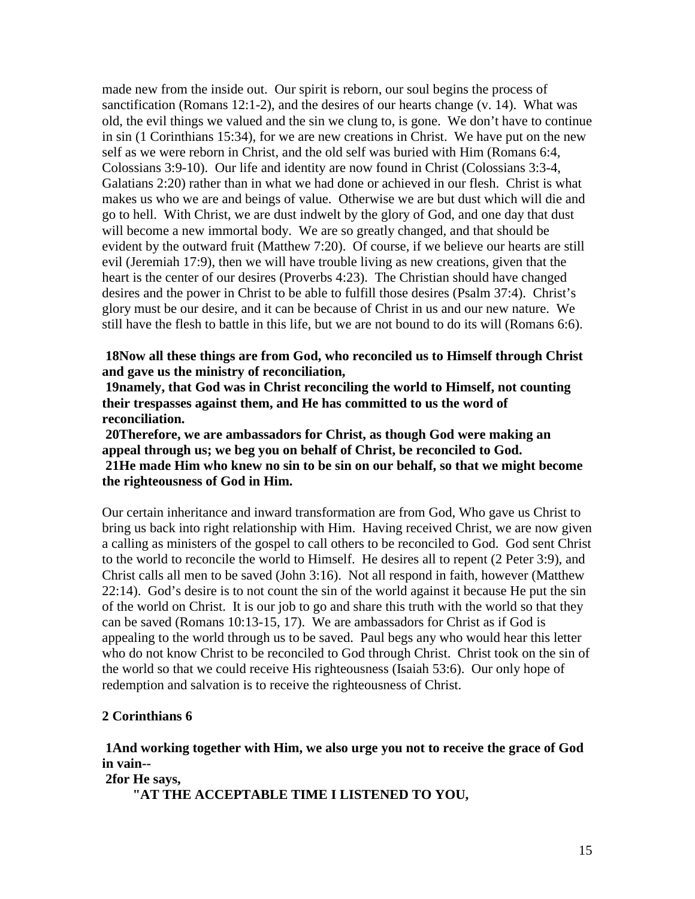made new from the inside out. Our spirit is reborn, our soul begins the process of sanctification (Romans 12:1-2), and the desires of our hearts change (v. 14). What was old, the evil things we valued and the sin we clung to, is gone. We don't have to continue in sin (1 Corinthians 15:34), for we are new creations in Christ. We have put on the new self as we were reborn in Christ, and the old self was buried with Him (Romans 6:4, Colossians 3:9-10). Our life and identity are now found in Christ (Colossians 3:3-4, Galatians 2:20) rather than in what we had done or achieved in our flesh. Christ is what makes us who we are and beings of value. Otherwise we are but dust which will die and go to hell. With Christ, we are dust indwelt by the glory of God, and one day that dust will become a new immortal body. We are so greatly changed, and that should be evident by the outward fruit (Matthew 7:20). Of course, if we believe our hearts are still evil (Jeremiah 17:9), then we will have trouble living as new creations, given that the heart is the center of our desires (Proverbs 4:23). The Christian should have changed desires and the power in Christ to be able to fulfill those desires (Psalm 37:4). Christ's glory must be our desire, and it can be because of Christ in us and our new nature. We still have the flesh to battle in this life, but we are not bound to do its will (Romans 6:6).

**18Now all these things are from God, who reconciled us to Himself through Christ and gave us the ministry of reconciliation,**
**19namely, that God was in Christ reconciling the world to Himself, not counting their trespasses against them, and He has committed to us the word of reconciliation.**
**20Therefore, we are ambassadors for Christ, as though God were making an appeal through us; we beg you on behalf of Christ, be reconciled to God.**
**21He made Him who knew no sin to be sin on our behalf, so that we might become the righteousness of God in Him.**

Our certain inheritance and inward transformation are from God, Who gave us Christ to bring us back into right relationship with Him. Having received Christ, we are now given a calling as ministers of the gospel to call others to be reconciled to God. God sent Christ to the world to reconcile the world to Himself. He desires all to repent (2 Peter 3:9), and Christ calls all men to be saved (John 3:16). Not all respond in faith, however (Matthew 22:14). God's desire is to not count the sin of the world against it because He put the sin of the world on Christ. It is our job to go and share this truth with the world so that they can be saved (Romans 10:13-15, 17). We are ambassadors for Christ as if God is appealing to the world through us to be saved. Paul begs any who would hear this letter who do not know Christ to be reconciled to God through Christ. Christ took on the sin of the world so that we could receive His righteousness (Isaiah 53:6). Our only hope of redemption and salvation is to receive the righteousness of Christ.

## 2 Corinthians 6

**1And working together with Him, we also urge you not to receive the grace of God in vain--**
**2for He says,**

> **"AT THE ACCEPTABLE TIME I LISTENED TO YOU,**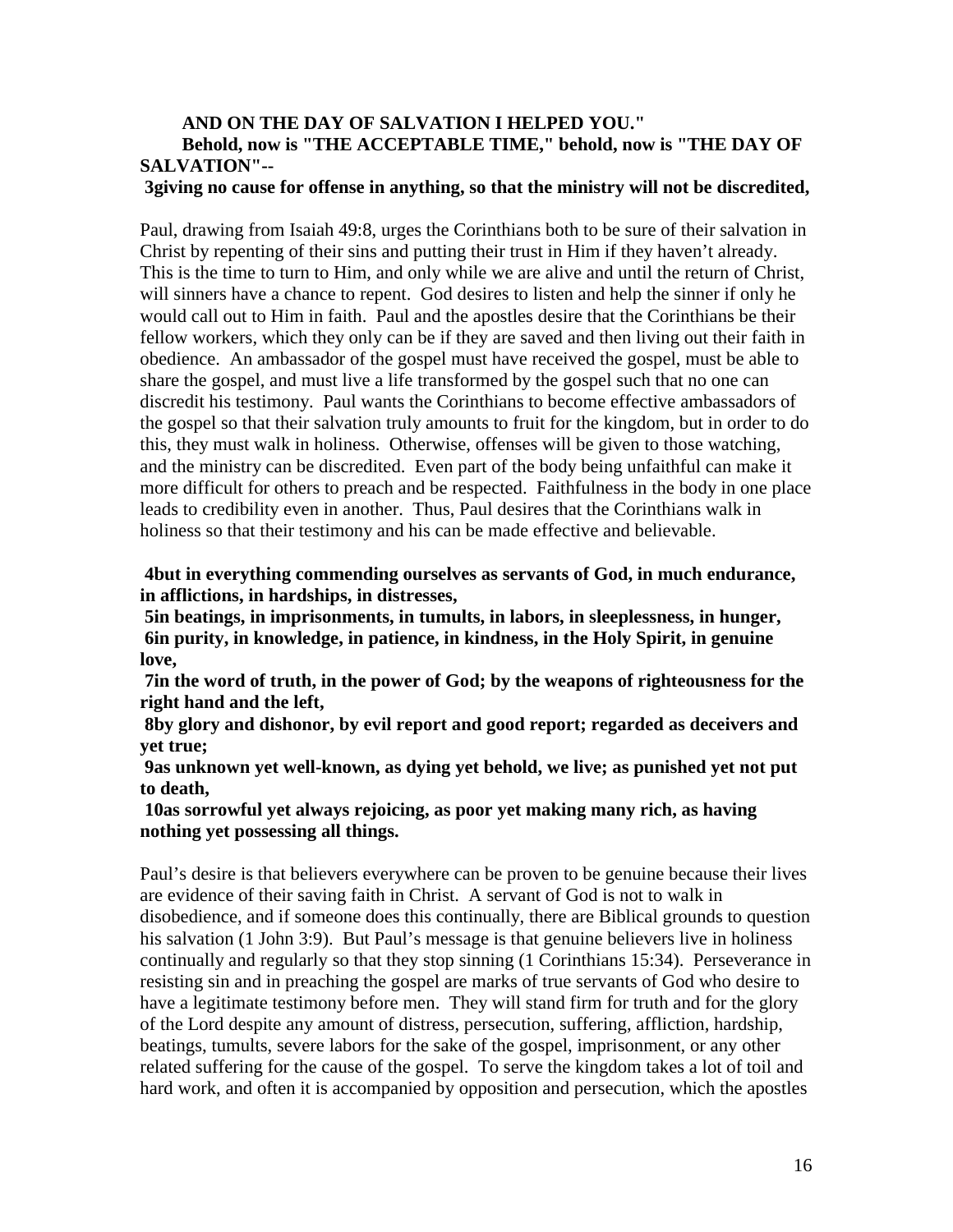**AND ON THE DAY OF SALVATION I HELPED YOU."**
**Behold, now is "THE ACCEPTABLE TIME," behold, now is "THE DAY OF SALVATION"--**
**3giving no cause for offense in anything, so that the ministry will not be discredited,**

Paul, drawing from Isaiah 49:8, urges the Corinthians both to be sure of their salvation in Christ by repenting of their sins and putting their trust in Him if they haven't already. This is the time to turn to Him, and only while we are alive and until the return of Christ, will sinners have a chance to repent. God desires to listen and help the sinner if only he would call out to Him in faith. Paul and the apostles desire that the Corinthians be their fellow workers, which they only can be if they are saved and then living out their faith in obedience. An ambassador of the gospel must have received the gospel, must be able to share the gospel, and must live a life transformed by the gospel such that no one can discredit his testimony. Paul wants the Corinthians to become effective ambassadors of the gospel so that their salvation truly amounts to fruit for the kingdom, but in order to do this, they must walk in holiness. Otherwise, offenses will be given to those watching, and the ministry can be discredited. Even part of the body being unfaithful can make it more difficult for others to preach and be respected. Faithfulness in the body in one place leads to credibility even in another. Thus, Paul desires that the Corinthians walk in holiness so that their testimony and his can be made effective and believable.

**4but in everything commending ourselves as servants of God, in much endurance, in afflictions, in hardships, in distresses,**
**5in beatings, in imprisonments, in tumults, in labors, in sleeplessness, in hunger,**
**6in purity, in knowledge, in patience, in kindness, in the Holy Spirit, in genuine love,**
**7in the word of truth, in the power of God; by the weapons of righteousness for the right hand and the left,**
**8by glory and dishonor, by evil report and good report; regarded as deceivers and yet true;**
**9as unknown yet well-known, as dying yet behold, we live; as punished yet not put to death,**
**10as sorrowful yet always rejoicing, as poor yet making many rich, as having nothing yet possessing all things.**

Paul's desire is that believers everywhere can be proven to be genuine because their lives are evidence of their saving faith in Christ. A servant of God is not to walk in disobedience, and if someone does this continually, there are Biblical grounds to question his salvation (1 John 3:9). But Paul's message is that genuine believers live in holiness continually and regularly so that they stop sinning (1 Corinthians 15:34). Perseverance in resisting sin and in preaching the gospel are marks of true servants of God who desire to have a legitimate testimony before men. They will stand firm for truth and for the glory of the Lord despite any amount of distress, persecution, suffering, affliction, hardship, beatings, tumults, severe labors for the sake of the gospel, imprisonment, or any other related suffering for the cause of the gospel. To serve the kingdom takes a lot of toil and hard work, and often it is accompanied by opposition and persecution, which the apostles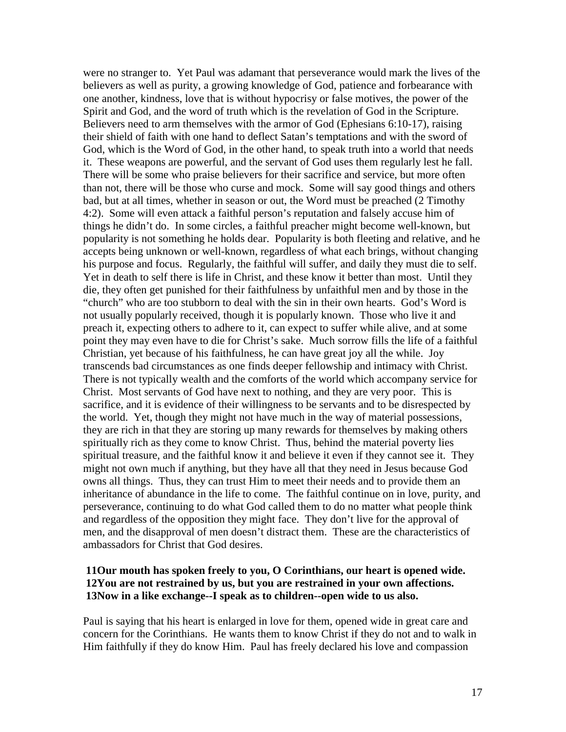were no stranger to. Yet Paul was adamant that perseverance would mark the lives of the believers as well as purity, a growing knowledge of God, patience and forbearance with one another, kindness, love that is without hypocrisy or false motives, the power of the Spirit and God, and the word of truth which is the revelation of God in the Scripture. Believers need to arm themselves with the armor of God (Ephesians 6:10-17), raising their shield of faith with one hand to deflect Satan's temptations and with the sword of God, which is the Word of God, in the other hand, to speak truth into a world that needs it. These weapons are powerful, and the servant of God uses them regularly lest he fall. There will be some who praise believers for their sacrifice and service, but more often than not, there will be those who curse and mock. Some will say good things and others bad, but at all times, whether in season or out, the Word must be preached (2 Timothy 4:2). Some will even attack a faithful person's reputation and falsely accuse him of things he didn't do. In some circles, a faithful preacher might become well-known, but popularity is not something he holds dear. Popularity is both fleeting and relative, and he accepts being unknown or well-known, regardless of what each brings, without changing his purpose and focus. Regularly, the faithful will suffer, and daily they must die to self. Yet in death to self there is life in Christ, and these know it better than most. Until they die, they often get punished for their faithfulness by unfaithful men and by those in the "church" who are too stubborn to deal with the sin in their own hearts. God's Word is not usually popularly received, though it is popularly known. Those who live it and preach it, expecting others to adhere to it, can expect to suffer while alive, and at some point they may even have to die for Christ's sake. Much sorrow fills the life of a faithful Christian, yet because of his faithfulness, he can have great joy all the while. Joy transcends bad circumstances as one finds deeper fellowship and intimacy with Christ. There is not typically wealth and the comforts of the world which accompany service for Christ. Most servants of God have next to nothing, and they are very poor. This is sacrifice, and it is evidence of their willingness to be servants and to be disrespected by the world. Yet, though they might not have much in the way of material possessions, they are rich in that they are storing up many rewards for themselves by making others spiritually rich as they come to know Christ. Thus, behind the material poverty lies spiritual treasure, and the faithful know it and believe it even if they cannot see it. They might not own much if anything, but they have all that they need in Jesus because God owns all things. Thus, they can trust Him to meet their needs and to provide them an inheritance of abundance in the life to come. The faithful continue on in love, purity, and perseverance, continuing to do what God called them to do no matter what people think and regardless of the opposition they might face. They don't live for the approval of men, and the disapproval of men doesn't distract them. These are the characteristics of ambassadors for Christ that God desires.

**11Our mouth has spoken freely to you, O Corinthians, our heart is opened wide.**
**12You are not restrained by us, but you are restrained in your own affections.**
**13Now in a like exchange--I speak as to children--open wide to us also.**

Paul is saying that his heart is enlarged in love for them, opened wide in great care and concern for the Corinthians. He wants them to know Christ if they do not and to walk in Him faithfully if they do know Him. Paul has freely declared his love and compassion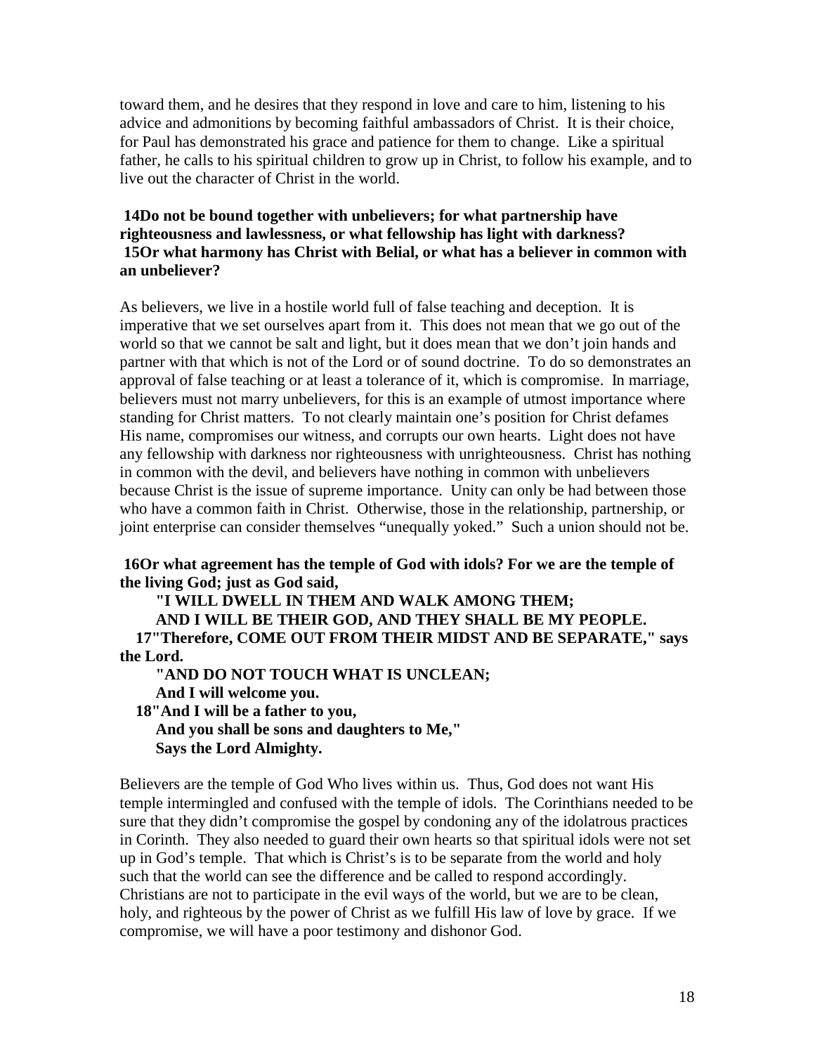toward them, and he desires that they respond in love and care to him, listening to his advice and admonitions by becoming faithful ambassadors of Christ. It is their choice, for Paul has demonstrated his grace and patience for them to change. Like a spiritual father, he calls to his spiritual children to grow up in Christ, to follow his example, and to live out the character of Christ in the world.

**14Do not be bound together with unbelievers; for what partnership have righteousness and lawlessness, or what fellowship has light with darkness? 15Or what harmony has Christ with Belial, or what has a believer in common with an unbeliever?**

As believers, we live in a hostile world full of false teaching and deception. It is imperative that we set ourselves apart from it. This does not mean that we go out of the world so that we cannot be salt and light, but it does mean that we don't join hands and partner with that which is not of the Lord or of sound doctrine. To do so demonstrates an approval of false teaching or at least a tolerance of it, which is compromise. In marriage, believers must not marry unbelievers, for this is an example of utmost importance where standing for Christ matters. To not clearly maintain one's position for Christ defames His name, compromises our witness, and corrupts our own hearts. Light does not have any fellowship with darkness nor righteousness with unrighteousness. Christ has nothing in common with the devil, and believers have nothing in common with unbelievers because Christ is the issue of supreme importance. Unity can only be had between those who have a common faith in Christ. Otherwise, those in the relationship, partnership, or joint enterprise can consider themselves "unequally yoked." Such a union should not be.

**16Or what agreement has the temple of God with idols? For we are the temple of the living God; just as God said,**

**"I WILL DWELL IN THEM AND WALK AMONG THEM;**
**AND I WILL BE THEIR GOD, AND THEY SHALL BE MY PEOPLE.**
**17"Therefore, COME OUT FROM THEIR MIDST AND BE SEPARATE," says the Lord.**
**"AND DO NOT TOUCH WHAT IS UNCLEAN;**
**And I will welcome you.**
**18"And I will be a father to you,**
**And you shall be sons and daughters to Me,"**
**Says the Lord Almighty.**

Believers are the temple of God Who lives within us. Thus, God does not want His temple intermingled and confused with the temple of idols. The Corinthians needed to be sure that they didn't compromise the gospel by condoning any of the idolatrous practices in Corinth. They also needed to guard their own hearts so that spiritual idols were not set up in God's temple. That which is Christ's is to be separate from the world and holy such that the world can see the difference and be called to respond accordingly. Christians are not to participate in the evil ways of the world, but we are to be clean, holy, and righteous by the power of Christ as we fulfill His law of love by grace. If we compromise, we will have a poor testimony and dishonor God.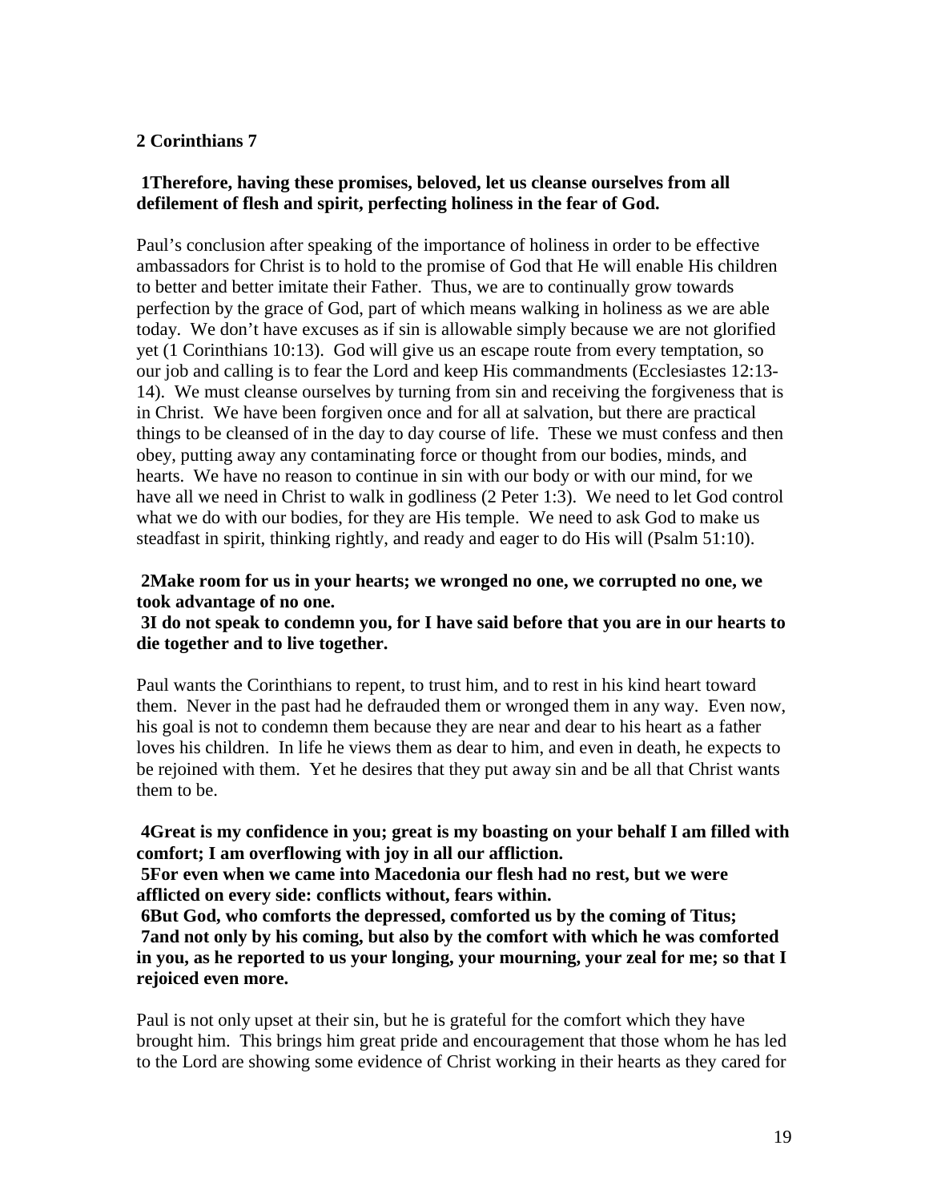**2 Corinthians 7**

**1Therefore, having these promises, beloved, let us cleanse ourselves from all defilement of flesh and spirit, perfecting holiness in the fear of God.**

Paul's conclusion after speaking of the importance of holiness in order to be effective ambassadors for Christ is to hold to the promise of God that He will enable His children to better and better imitate their Father. Thus, we are to continually grow towards perfection by the grace of God, part of which means walking in holiness as we are able today. We don't have excuses as if sin is allowable simply because we are not glorified yet (1 Corinthians 10:13). God will give us an escape route from every temptation, so our job and calling is to fear the Lord and keep His commandments (Ecclesiastes 12:13-14). We must cleanse ourselves by turning from sin and receiving the forgiveness that is in Christ. We have been forgiven once and for all at salvation, but there are practical things to be cleansed of in the day to day course of life. These we must confess and then obey, putting away any contaminating force or thought from our bodies, minds, and hearts. We have no reason to continue in sin with our body or with our mind, for we have all we need in Christ to walk in godliness (2 Peter 1:3). We need to let God control what we do with our bodies, for they are His temple. We need to ask God to make us steadfast in spirit, thinking rightly, and ready and eager to do His will (Psalm 51:10).

**2Make room for us in your hearts; we wronged no one, we corrupted no one, we took advantage of no one.**
**3I do not speak to condemn you, for I have said before that you are in our hearts to die together and to live together.**

Paul wants the Corinthians to repent, to trust him, and to rest in his kind heart toward them. Never in the past had he defrauded them or wronged them in any way. Even now, his goal is not to condemn them because they are near and dear to his heart as a father loves his children. In life he views them as dear to him, and even in death, he expects to be rejoined with them. Yet he desires that they put away sin and be all that Christ wants them to be.

**4Great is my confidence in you; great is my boasting on your behalf I am filled with comfort; I am overflowing with joy in all our affliction.**
**5For even when we came into Macedonia our flesh had no rest, but we were afflicted on every side: conflicts without, fears within.**
**6But God, who comforts the depressed, comforted us by the coming of Titus;**
**7and not only by his coming, but also by the comfort with which he was comforted in you, as he reported to us your longing, your mourning, your zeal for me; so that I rejoiced even more.**

Paul is not only upset at their sin, but he is grateful for the comfort which they have brought him. This brings him great pride and encouragement that those whom he has led to the Lord are showing some evidence of Christ working in their hearts as they cared for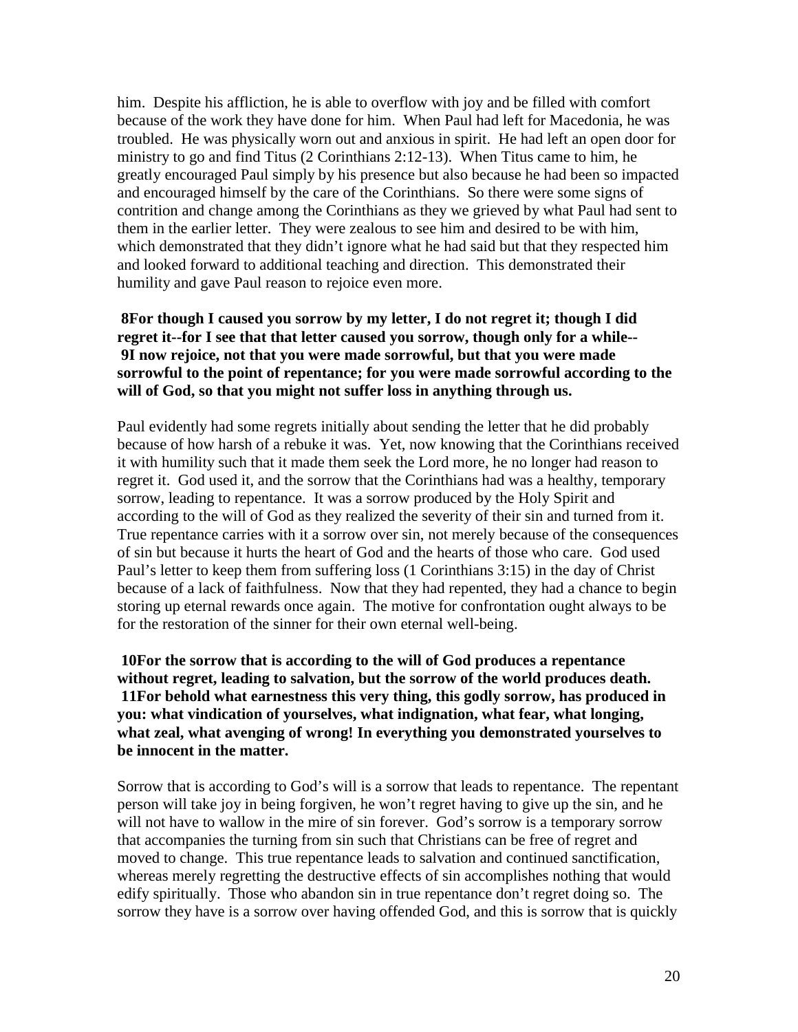him.  Despite his affliction, he is able to overflow with joy and be filled with comfort because of the work they have done for him.  When Paul had left for Macedonia, he was troubled.  He was physically worn out and anxious in spirit.  He had left an open door for ministry to go and find Titus (2 Corinthians 2:12-13).  When Titus came to him, he greatly encouraged Paul simply by his presence but also because he had been so impacted and encouraged himself by the care of the Corinthians.  So there were some signs of contrition and change among the Corinthians as they we grieved by what Paul had sent to them in the earlier letter.  They were zealous to see him and desired to be with him, which demonstrated that they didn't ignore what he had said but that they respected him and looked forward to additional teaching and direction.  This demonstrated their humility and gave Paul reason to rejoice even more.

**8For though I caused you sorrow by my letter, I do not regret it; though I did regret it--for I see that that letter caused you sorrow, though only for a while-- 9I now rejoice, not that you were made sorrowful, but that you were made sorrowful to the point of repentance; for you were made sorrowful according to the will of God, so that you might not suffer loss in anything through us.**

Paul evidently had some regrets initially about sending the letter that he did probably because of how harsh of a rebuke it was.  Yet, now knowing that the Corinthians received it with humility such that it made them seek the Lord more, he no longer had reason to regret it.  God used it, and the sorrow that the Corinthians had was a healthy, temporary sorrow, leading to repentance.  It was a sorrow produced by the Holy Spirit and according to the will of God as they realized the severity of their sin and turned from it.  True repentance carries with it a sorrow over sin, not merely because of the consequences of sin but because it hurts the heart of God and the hearts of those who care.  God used Paul's letter to keep them from suffering loss (1 Corinthians 3:15) in the day of Christ because of a lack of faithfulness.  Now that they had repented, they had a chance to begin storing up eternal rewards once again.  The motive for confrontation ought always to be for the restoration of the sinner for their own eternal well-being.

**10For the sorrow that is according to the will of God produces a repentance without regret, leading to salvation, but the sorrow of the world produces death. 11For behold what earnestness this very thing, this godly sorrow, has produced in you: what vindication of yourselves, what indignation, what fear, what longing, what zeal, what avenging of wrong! In everything you demonstrated yourselves to be innocent in the matter.**

Sorrow that is according to God's will is a sorrow that leads to repentance.  The repentant person will take joy in being forgiven, he won't regret having to give up the sin, and he will not have to wallow in the mire of sin forever.  God's sorrow is a temporary sorrow that accompanies the turning from sin such that Christians can be free of regret and moved to change.  This true repentance leads to salvation and continued sanctification, whereas merely regretting the destructive effects of sin accomplishes nothing that would edify spiritually.  Those who abandon sin in true repentance don't regret doing so.  The sorrow they have is a sorrow over having offended God, and this is sorrow that is quickly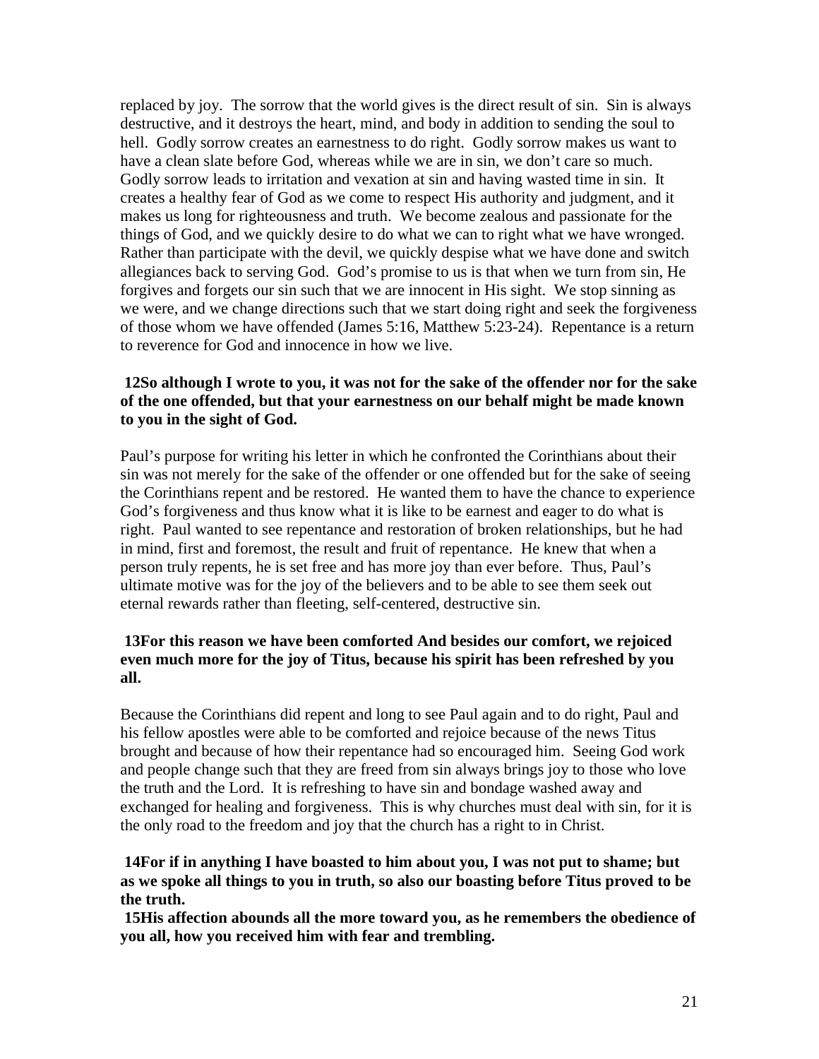replaced by joy. The sorrow that the world gives is the direct result of sin. Sin is always destructive, and it destroys the heart, mind, and body in addition to sending the soul to hell. Godly sorrow creates an earnestness to do right. Godly sorrow makes us want to have a clean slate before God, whereas while we are in sin, we don't care so much. Godly sorrow leads to irritation and vexation at sin and having wasted time in sin. It creates a healthy fear of God as we come to respect His authority and judgment, and it makes us long for righteousness and truth. We become zealous and passionate for the things of God, and we quickly desire to do what we can to right what we have wronged. Rather than participate with the devil, we quickly despise what we have done and switch allegiances back to serving God. God's promise to us is that when we turn from sin, He forgives and forgets our sin such that we are innocent in His sight. We stop sinning as we were, and we change directions such that we start doing right and seek the forgiveness of those whom we have offended (James 5:16, Matthew 5:23-24). Repentance is a return to reverence for God and innocence in how we live.

**12So although I wrote to you, it was not for the sake of the offender nor for the sake of the one offended, but that your earnestness on our behalf might be made known to you in the sight of God.**

Paul's purpose for writing his letter in which he confronted the Corinthians about their sin was not merely for the sake of the offender or one offended but for the sake of seeing the Corinthians repent and be restored. He wanted them to have the chance to experience God's forgiveness and thus know what it is like to be earnest and eager to do what is right. Paul wanted to see repentance and restoration of broken relationships, but he had in mind, first and foremost, the result and fruit of repentance. He knew that when a person truly repents, he is set free and has more joy than ever before. Thus, Paul's ultimate motive was for the joy of the believers and to be able to see them seek out eternal rewards rather than fleeting, self-centered, destructive sin.

**13For this reason we have been comforted And besides our comfort, we rejoiced even much more for the joy of Titus, because his spirit has been refreshed by you all.**

Because the Corinthians did repent and long to see Paul again and to do right, Paul and his fellow apostles were able to be comforted and rejoice because of the news Titus brought and because of how their repentance had so encouraged him. Seeing God work and people change such that they are freed from sin always brings joy to those who love the truth and the Lord. It is refreshing to have sin and bondage washed away and exchanged for healing and forgiveness. This is why churches must deal with sin, for it is the only road to the freedom and joy that the church has a right to in Christ.

**14For if in anything I have boasted to him about you, I was not put to shame; but as we spoke all things to you in truth, so also our boasting before Titus proved to be the truth.**
**15His affection abounds all the more toward you, as he remembers the obedience of you all, how you received him with fear and trembling.**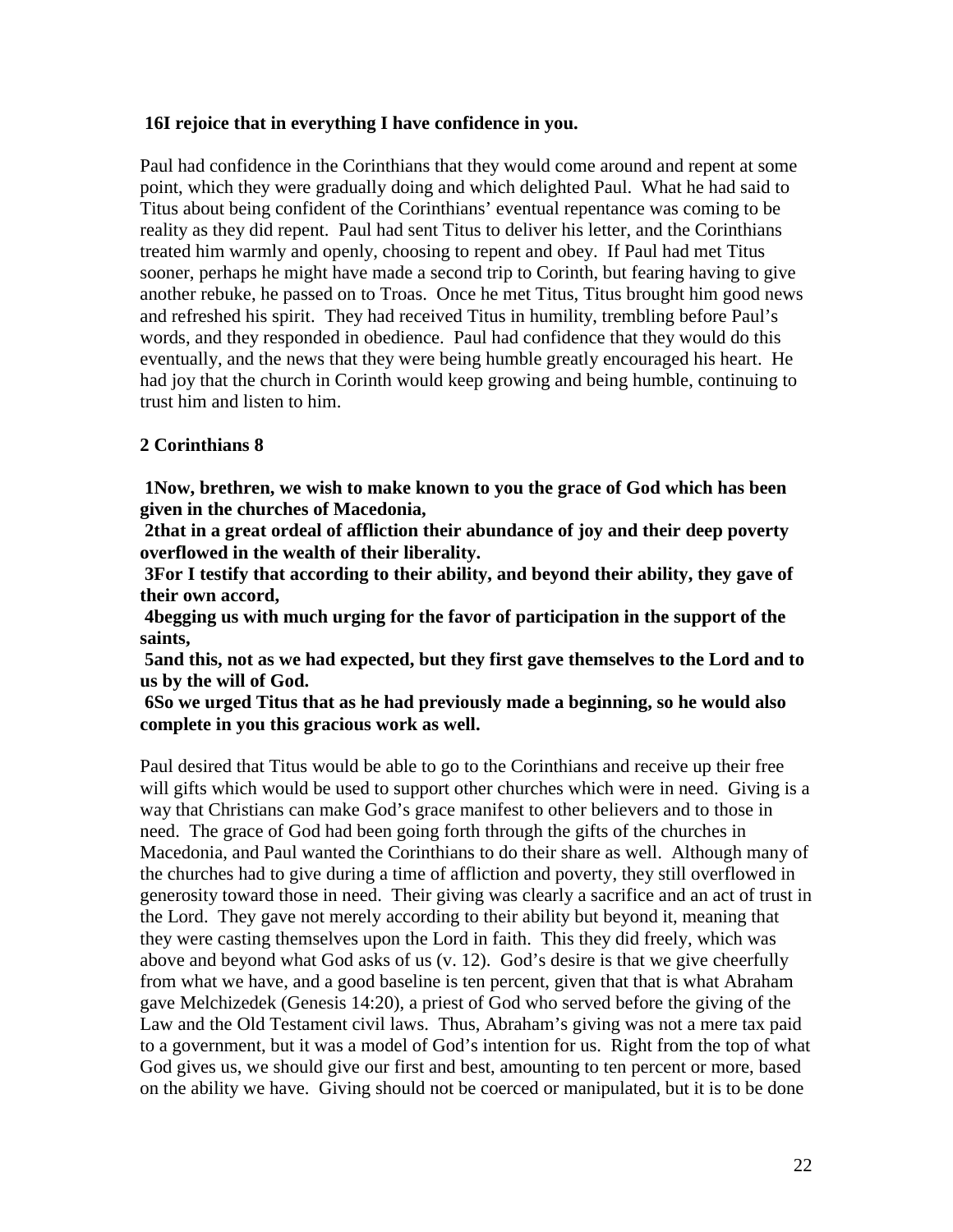**16I rejoice that in everything I have confidence in you.**

Paul had confidence in the Corinthians that they would come around and repent at some point, which they were gradually doing and which delighted Paul. What he had said to Titus about being confident of the Corinthians' eventual repentance was coming to be reality as they did repent. Paul had sent Titus to deliver his letter, and the Corinthians treated him warmly and openly, choosing to repent and obey. If Paul had met Titus sooner, perhaps he might have made a second trip to Corinth, but fearing having to give another rebuke, he passed on to Troas. Once he met Titus, Titus brought him good news and refreshed his spirit. They had received Titus in humility, trembling before Paul's words, and they responded in obedience. Paul had confidence that they would do this eventually, and the news that they were being humble greatly encouraged his heart. He had joy that the church in Corinth would keep growing and being humble, continuing to trust him and listen to him.

**2 Corinthians 8**

**1Now, brethren, we wish to make known to you the grace of God which has been given in the churches of Macedonia,**
**2that in a great ordeal of affliction their abundance of joy and their deep poverty overflowed in the wealth of their liberality.**
**3For I testify that according to their ability, and beyond their ability, they gave of their own accord,**
**4begging us with much urging for the favor of participation in the support of the saints,**
**5and this, not as we had expected, but they first gave themselves to the Lord and to us by the will of God.**
**6So we urged Titus that as he had previously made a beginning, so he would also complete in you this gracious work as well.**

Paul desired that Titus would be able to go to the Corinthians and receive up their free will gifts which would be used to support other churches which were in need. Giving is a way that Christians can make God's grace manifest to other believers and to those in need. The grace of God had been going forth through the gifts of the churches in Macedonia, and Paul wanted the Corinthians to do their share as well. Although many of the churches had to give during a time of affliction and poverty, they still overflowed in generosity toward those in need. Their giving was clearly a sacrifice and an act of trust in the Lord. They gave not merely according to their ability but beyond it, meaning that they were casting themselves upon the Lord in faith. This they did freely, which was above and beyond what God asks of us (v. 12). God's desire is that we give cheerfully from what we have, and a good baseline is ten percent, given that that is what Abraham gave Melchizedek (Genesis 14:20), a priest of God who served before the giving of the Law and the Old Testament civil laws. Thus, Abraham's giving was not a mere tax paid to a government, but it was a model of God's intention for us. Right from the top of what God gives us, we should give our first and best, amounting to ten percent or more, based on the ability we have. Giving should not be coerced or manipulated, but it is to be done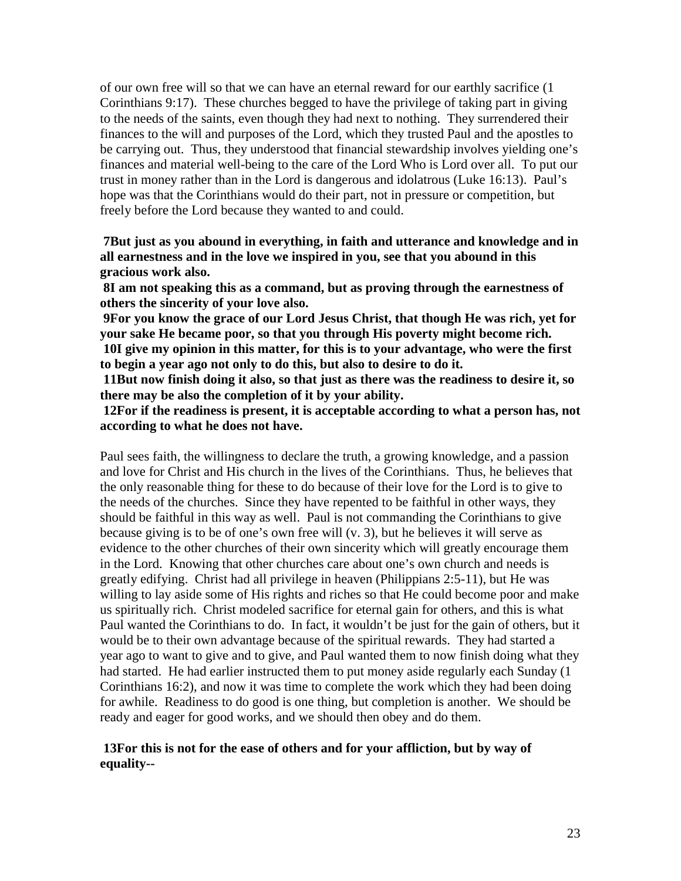of our own free will so that we can have an eternal reward for our earthly sacrifice (1 Corinthians 9:17). These churches begged to have the privilege of taking part in giving to the needs of the saints, even though they had next to nothing. They surrendered their finances to the will and purposes of the Lord, which they trusted Paul and the apostles to be carrying out. Thus, they understood that financial stewardship involves yielding one's finances and material well-being to the care of the Lord Who is Lord over all. To put our trust in money rather than in the Lord is dangerous and idolatrous (Luke 16:13). Paul's hope was that the Corinthians would do their part, not in pressure or competition, but freely before the Lord because they wanted to and could.

**7But just as you abound in everything, in faith and utterance and knowledge and in all earnestness and in the love we inspired in you, see that you abound in this gracious work also.**
**8I am not speaking this as a command, but as proving through the earnestness of others the sincerity of your love also.**
**9For you know the grace of our Lord Jesus Christ, that though He was rich, yet for your sake He became poor, so that you through His poverty might become rich.**
**10I give my opinion in this matter, for this is to your advantage, who were the first to begin a year ago not only to do this, but also to desire to do it.**
**11But now finish doing it also, so that just as there was the readiness to desire it, so there may be also the completion of it by your ability.**
**12For if the readiness is present, it is acceptable according to what a person has, not according to what he does not have.**

Paul sees faith, the willingness to declare the truth, a growing knowledge, and a passion and love for Christ and His church in the lives of the Corinthians. Thus, he believes that the only reasonable thing for these to do because of their love for the Lord is to give to the needs of the churches. Since they have repented to be faithful in other ways, they should be faithful in this way as well. Paul is not commanding the Corinthians to give because giving is to be of one's own free will (v. 3), but he believes it will serve as evidence to the other churches of their own sincerity which will greatly encourage them in the Lord. Knowing that other churches care about one's own church and needs is greatly edifying. Christ had all privilege in heaven (Philippians 2:5-11), but He was willing to lay aside some of His rights and riches so that He could become poor and make us spiritually rich. Christ modeled sacrifice for eternal gain for others, and this is what Paul wanted the Corinthians to do. In fact, it wouldn't be just for the gain of others, but it would be to their own advantage because of the spiritual rewards. They had started a year ago to want to give and to give, and Paul wanted them to now finish doing what they had started. He had earlier instructed them to put money aside regularly each Sunday (1 Corinthians 16:2), and now it was time to complete the work which they had been doing for awhile. Readiness to do good is one thing, but completion is another. We should be ready and eager for good works, and we should then obey and do them.

**13For this is not for the ease of others and for your affliction, but by way of equality--**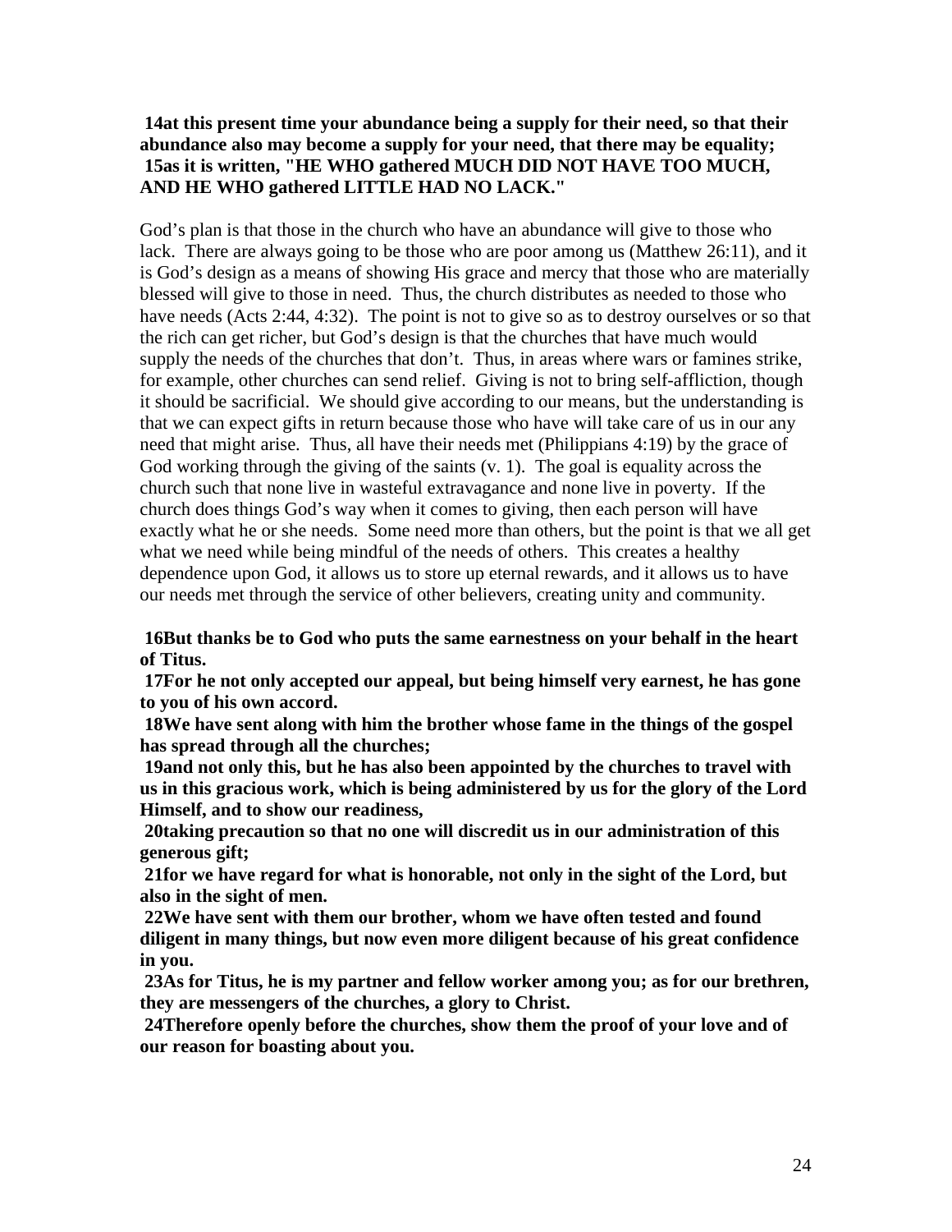**14at this present time your abundance being a supply for their need, so that their abundance also may become a supply for your need, that there may be equality;**
**15as it is written, "HE WHO gathered MUCH DID NOT HAVE TOO MUCH, AND HE WHO gathered LITTLE HAD NO LACK."**

God's plan is that those in the church who have an abundance will give to those who lack. There are always going to be those who are poor among us (Matthew 26:11), and it is God's design as a means of showing His grace and mercy that those who are materially blessed will give to those in need. Thus, the church distributes as needed to those who have needs (Acts 2:44, 4:32). The point is not to give so as to destroy ourselves or so that the rich can get richer, but God's design is that the churches that have much would supply the needs of the churches that don't. Thus, in areas where wars or famines strike, for example, other churches can send relief. Giving is not to bring self-affliction, though it should be sacrificial. We should give according to our means, but the understanding is that we can expect gifts in return because those who have will take care of us in our any need that might arise. Thus, all have their needs met (Philippians 4:19) by the grace of God working through the giving of the saints (v. 1). The goal is equality across the church such that none live in wasteful extravagance and none live in poverty. If the church does things God's way when it comes to giving, then each person will have exactly what he or she needs. Some need more than others, but the point is that we all get what we need while being mindful of the needs of others. This creates a healthy dependence upon God, it allows us to store up eternal rewards, and it allows us to have our needs met through the service of other believers, creating unity and community.

**16But thanks be to God who puts the same earnestness on your behalf in the heart of Titus.**
**17For he not only accepted our appeal, but being himself very earnest, he has gone to you of his own accord.**
**18We have sent along with him the brother whose fame in the things of the gospel has spread through all the churches;**
**19and not only this, but he has also been appointed by the churches to travel with us in this gracious work, which is being administered by us for the glory of the Lord Himself, and to show our readiness,**
**20taking precaution so that no one will discredit us in our administration of this generous gift;**
**21for we have regard for what is honorable, not only in the sight of the Lord, but also in the sight of men.**
**22We have sent with them our brother, whom we have often tested and found diligent in many things, but now even more diligent because of his great confidence in you.**
**23As for Titus, he is my partner and fellow worker among you; as for our brethren, they are messengers of the churches, a glory to Christ.**
**24Therefore openly before the churches, show them the proof of your love and of our reason for boasting about you.**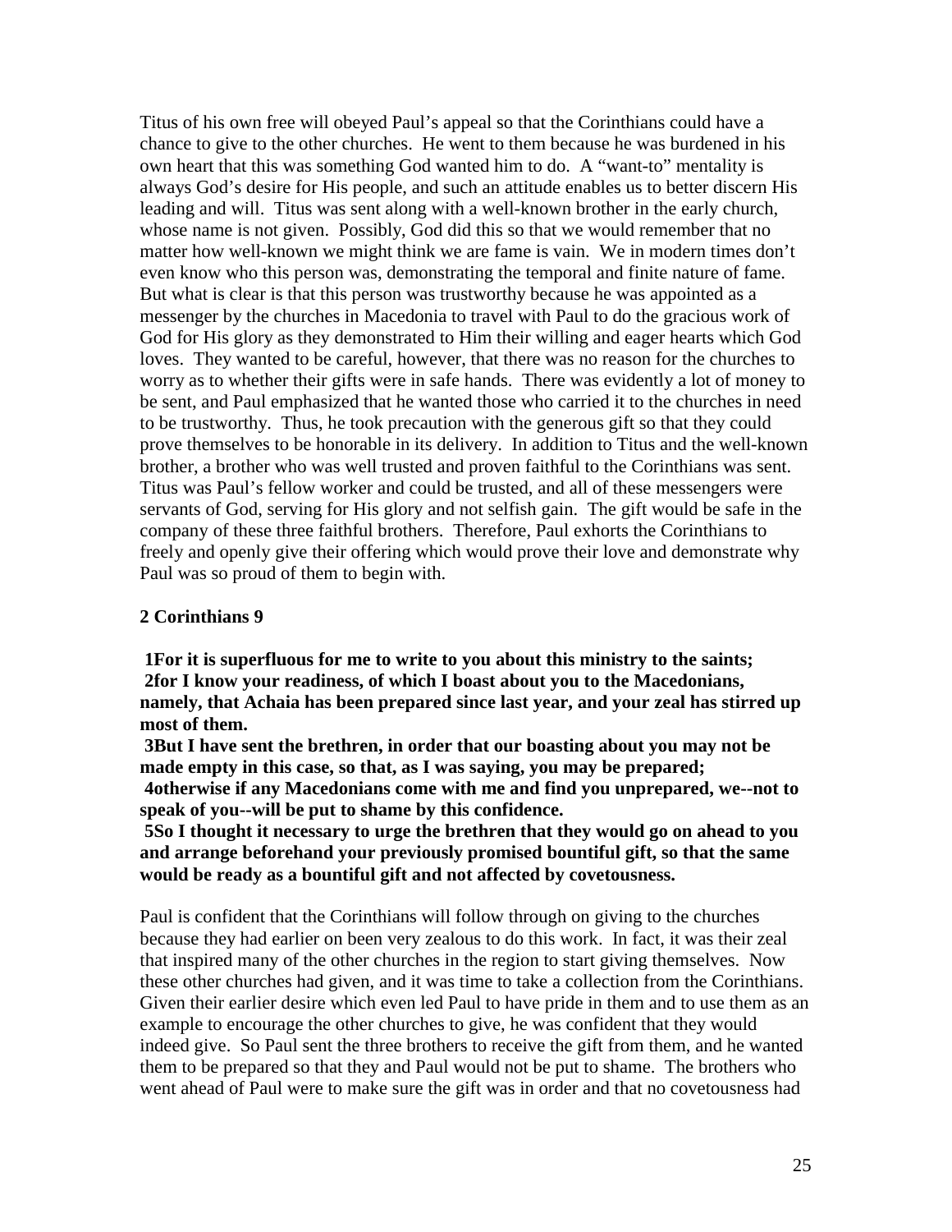Titus of his own free will obeyed Paul's appeal so that the Corinthians could have a chance to give to the other churches. He went to them because he was burdened in his own heart that this was something God wanted him to do. A "want-to" mentality is always God's desire for His people, and such an attitude enables us to better discern His leading and will. Titus was sent along with a well-known brother in the early church, whose name is not given. Possibly, God did this so that we would remember that no matter how well-known we might think we are fame is vain. We in modern times don't even know who this person was, demonstrating the temporal and finite nature of fame. But what is clear is that this person was trustworthy because he was appointed as a messenger by the churches in Macedonia to travel with Paul to do the gracious work of God for His glory as they demonstrated to Him their willing and eager hearts which God loves. They wanted to be careful, however, that there was no reason for the churches to worry as to whether their gifts were in safe hands. There was evidently a lot of money to be sent, and Paul emphasized that he wanted those who carried it to the churches in need to be trustworthy. Thus, he took precaution with the generous gift so that they could prove themselves to be honorable in its delivery. In addition to Titus and the well-known brother, a brother who was well trusted and proven faithful to the Corinthians was sent. Titus was Paul's fellow worker and could be trusted, and all of these messengers were servants of God, serving for His glory and not selfish gain. The gift would be safe in the company of these three faithful brothers. Therefore, Paul exhorts the Corinthians to freely and openly give their offering which would prove their love and demonstrate why Paul was so proud of them to begin with.

**2 Corinthians 9**

**1For it is superfluous for me to write to you about this ministry to the saints;**
**2for I know your readiness, of which I boast about you to the Macedonians, namely, that Achaia has been prepared since last year, and your zeal has stirred up most of them.**
**3But I have sent the brethren, in order that our boasting about you may not be made empty in this case, so that, as I was saying, you may be prepared;**
**4otherwise if any Macedonians come with me and find you unprepared, we--not to speak of you--will be put to shame by this confidence.**
**5So I thought it necessary to urge the brethren that they would go on ahead to you and arrange beforehand your previously promised bountiful gift, so that the same would be ready as a bountiful gift and not affected by covetousness.**

Paul is confident that the Corinthians will follow through on giving to the churches because they had earlier on been very zealous to do this work. In fact, it was their zeal that inspired many of the other churches in the region to start giving themselves. Now these other churches had given, and it was time to take a collection from the Corinthians. Given their earlier desire which even led Paul to have pride in them and to use them as an example to encourage the other churches to give, he was confident that they would indeed give. So Paul sent the three brothers to receive the gift from them, and he wanted them to be prepared so that they and Paul would not be put to shame. The brothers who went ahead of Paul were to make sure the gift was in order and that no covetousness had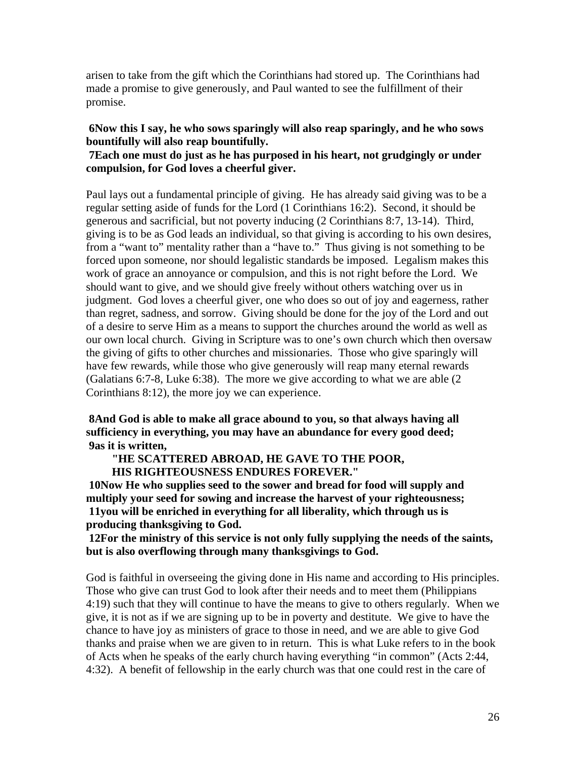arisen to take from the gift which the Corinthians had stored up. The Corinthians had made a promise to give generously, and Paul wanted to see the fulfillment of their promise.

**6Now this I say, he who sows sparingly will also reap sparingly, and he who sows bountifully will also reap bountifully.**
**7Each one must do just as he has purposed in his heart, not grudgingly or under compulsion, for God loves a cheerful giver.**

Paul lays out a fundamental principle of giving. He has already said giving was to be a regular setting aside of funds for the Lord (1 Corinthians 16:2). Second, it should be generous and sacrificial, but not poverty inducing (2 Corinthians 8:7, 13-14). Third, giving is to be as God leads an individual, so that giving is according to his own desires, from a "want to" mentality rather than a "have to." Thus giving is not something to be forced upon someone, nor should legalistic standards be imposed. Legalism makes this work of grace an annoyance or compulsion, and this is not right before the Lord. We should want to give, and we should give freely without others watching over us in judgment. God loves a cheerful giver, one who does so out of joy and eagerness, rather than regret, sadness, and sorrow. Giving should be done for the joy of the Lord and out of a desire to serve Him as a means to support the churches around the world as well as our own local church. Giving in Scripture was to one's own church which then oversaw the giving of gifts to other churches and missionaries. Those who give sparingly will have few rewards, while those who give generously will reap many eternal rewards (Galatians 6:7-8, Luke 6:38). The more we give according to what we are able (2 Corinthians 8:12), the more joy we can experience.

**8And God is able to make all grace abound to you, so that always having all sufficiency in everything, you may have an abundance for every good deed;**
**9as it is written,**

> **"HE SCATTERED ABROAD, HE GAVE TO THE POOR,**
> **HIS RIGHTEOUSNESS ENDURES FOREVER."**

**10Now He who supplies seed to the sower and bread for food will supply and multiply your seed for sowing and increase the harvest of your righteousness;**
**11you will be enriched in everything for all liberality, which through us is producing thanksgiving to God.**
**12For the ministry of this service is not only fully supplying the needs of the saints, but is also overflowing through many thanksgivings to God.**

God is faithful in overseeing the giving done in His name and according to His principles. Those who give can trust God to look after their needs and to meet them (Philippians 4:19) such that they will continue to have the means to give to others regularly. When we give, it is not as if we are signing up to be in poverty and destitute. We give to have the chance to have joy as ministers of grace to those in need, and we are able to give God thanks and praise when we are given to in return. This is what Luke refers to in the book of Acts when he speaks of the early church having everything "in common" (Acts 2:44, 4:32). A benefit of fellowship in the early church was that one could rest in the care of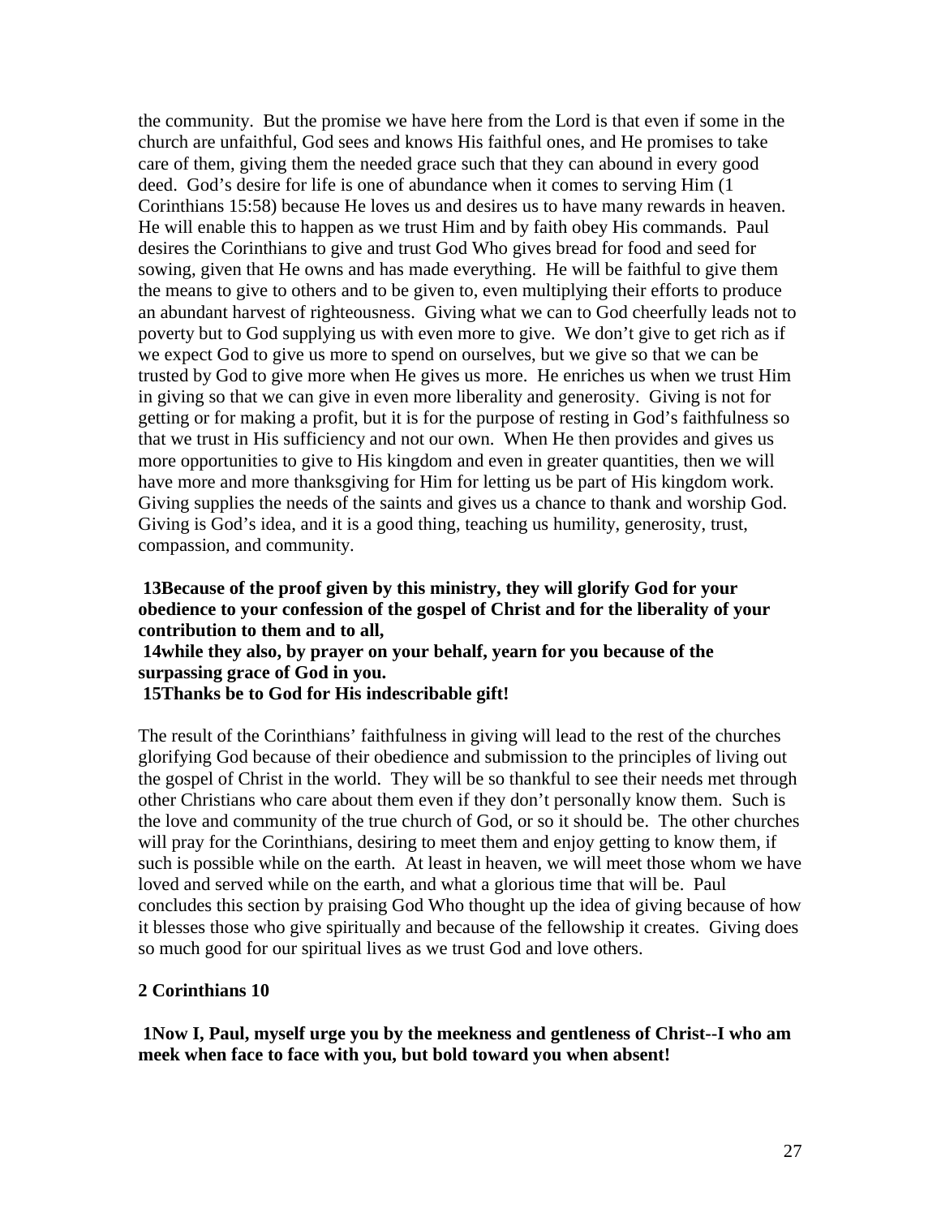the community. But the promise we have here from the Lord is that even if some in the church are unfaithful, God sees and knows His faithful ones, and He promises to take care of them, giving them the needed grace such that they can abound in every good deed. God's desire for life is one of abundance when it comes to serving Him (1 Corinthians 15:58) because He loves us and desires us to have many rewards in heaven. He will enable this to happen as we trust Him and by faith obey His commands. Paul desires the Corinthians to give and trust God Who gives bread for food and seed for sowing, given that He owns and has made everything. He will be faithful to give them the means to give to others and to be given to, even multiplying their efforts to produce an abundant harvest of righteousness. Giving what we can to God cheerfully leads not to poverty but to God supplying us with even more to give. We don't give to get rich as if we expect God to give us more to spend on ourselves, but we give so that we can be trusted by God to give more when He gives us more. He enriches us when we trust Him in giving so that we can give in even more liberality and generosity. Giving is not for getting or for making a profit, but it is for the purpose of resting in God's faithfulness so that we trust in His sufficiency and not our own. When He then provides and gives us more opportunities to give to His kingdom and even in greater quantities, then we will have more and more thanksgiving for Him for letting us be part of His kingdom work. Giving supplies the needs of the saints and gives us a chance to thank and worship God. Giving is God's idea, and it is a good thing, teaching us humility, generosity, trust, compassion, and community.

**13Because of the proof given by this ministry, they will glorify God for your obedience to your confession of the gospel of Christ and for the liberality of your contribution to them and to all,**
**14while they also, by prayer on your behalf, yearn for you because of the surpassing grace of God in you.**
**15Thanks be to God for His indescribable gift!**

The result of the Corinthians' faithfulness in giving will lead to the rest of the churches glorifying God because of their obedience and submission to the principles of living out the gospel of Christ in the world. They will be so thankful to see their needs met through other Christians who care about them even if they don't personally know them. Such is the love and community of the true church of God, or so it should be. The other churches will pray for the Corinthians, desiring to meet them and enjoy getting to know them, if such is possible while on the earth. At least in heaven, we will meet those whom we have loved and served while on the earth, and what a glorious time that will be. Paul concludes this section by praising God Who thought up the idea of giving because of how it blesses those who give spiritually and because of the fellowship it creates. Giving does so much good for our spiritual lives as we trust God and love others.

**2 Corinthians 10**

**1Now I, Paul, myself urge you by the meekness and gentleness of Christ--I who am meek when face to face with you, but bold toward you when absent!**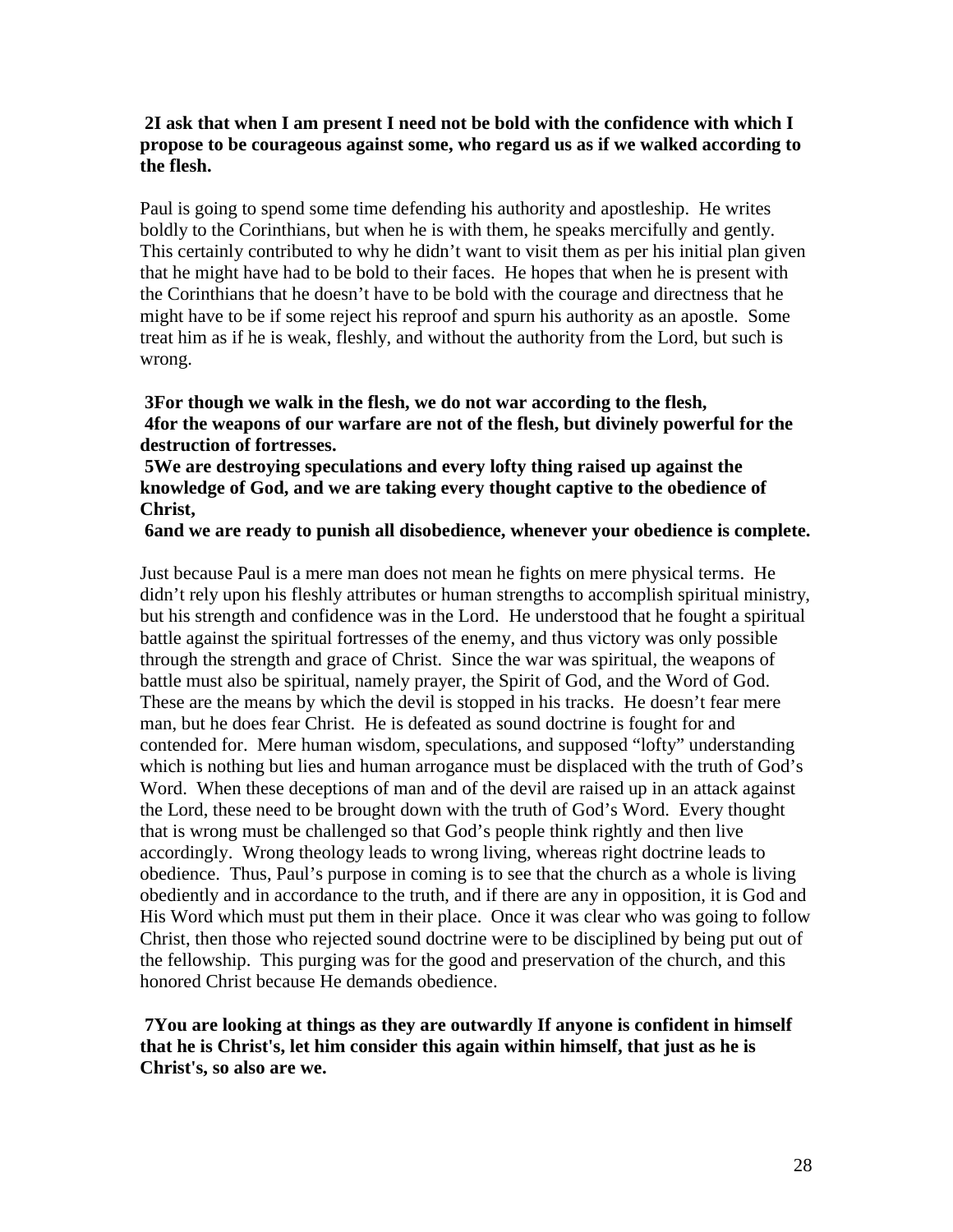**2I ask that when I am present I need not be bold with the confidence with which I propose to be courageous against some, who regard us as if we walked according to the flesh.**

Paul is going to spend some time defending his authority and apostleship. He writes boldly to the Corinthians, but when he is with them, he speaks mercifully and gently. This certainly contributed to why he didn't want to visit them as per his initial plan given that he might have had to be bold to their faces. He hopes that when he is present with the Corinthians that he doesn't have to be bold with the courage and directness that he might have to be if some reject his reproof and spurn his authority as an apostle. Some treat him as if he is weak, fleshly, and without the authority from the Lord, but such is wrong.

**3For though we walk in the flesh, we do not war according to the flesh,**
**4for the weapons of our warfare are not of the flesh, but divinely powerful for the destruction of fortresses.**
**5We are destroying speculations and every lofty thing raised up against the knowledge of God, and we are taking every thought captive to the obedience of Christ,**
**6and we are ready to punish all disobedience, whenever your obedience is complete.**

Just because Paul is a mere man does not mean he fights on mere physical terms. He didn't rely upon his fleshly attributes or human strengths to accomplish spiritual ministry, but his strength and confidence was in the Lord. He understood that he fought a spiritual battle against the spiritual fortresses of the enemy, and thus victory was only possible through the strength and grace of Christ. Since the war was spiritual, the weapons of battle must also be spiritual, namely prayer, the Spirit of God, and the Word of God. These are the means by which the devil is stopped in his tracks. He doesn't fear mere man, but he does fear Christ. He is defeated as sound doctrine is fought for and contended for. Mere human wisdom, speculations, and supposed "lofty" understanding which is nothing but lies and human arrogance must be displaced with the truth of God's Word. When these deceptions of man and of the devil are raised up in an attack against the Lord, these need to be brought down with the truth of God's Word. Every thought that is wrong must be challenged so that God's people think rightly and then live accordingly. Wrong theology leads to wrong living, whereas right doctrine leads to obedience. Thus, Paul's purpose in coming is to see that the church as a whole is living obediently and in accordance to the truth, and if there are any in opposition, it is God and His Word which must put them in their place. Once it was clear who was going to follow Christ, then those who rejected sound doctrine were to be disciplined by being put out of the fellowship. This purging was for the good and preservation of the church, and this honored Christ because He demands obedience.

**7You are looking at things as they are outwardly If anyone is confident in himself that he is Christ's, let him consider this again within himself, that just as he is Christ's, so also are we.**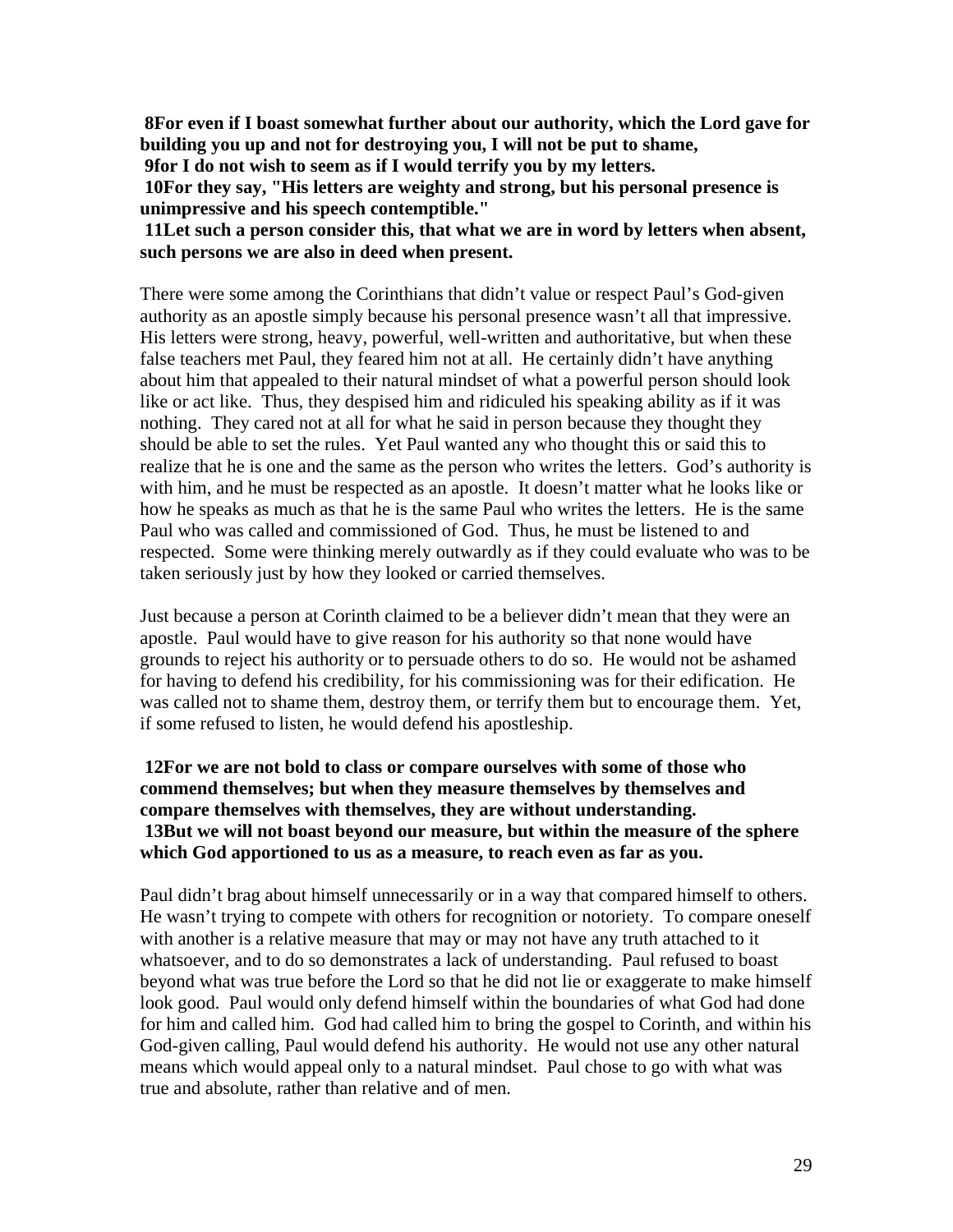**8For even if I boast somewhat further about our authority, which the Lord gave for building you up and not for destroying you, I will not be put to shame,**
**9for I do not wish to seem as if I would terrify you by my letters.**
**10For they say, "His letters are weighty and strong, but his personal presence is unimpressive and his speech contemptible."**
**11Let such a person consider this, that what we are in word by letters when absent, such persons we are also in deed when present.**

There were some among the Corinthians that didn't value or respect Paul's God-given authority as an apostle simply because his personal presence wasn't all that impressive. His letters were strong, heavy, powerful, well-written and authoritative, but when these false teachers met Paul, they feared him not at all. He certainly didn't have anything about him that appealed to their natural mindset of what a powerful person should look like or act like. Thus, they despised him and ridiculed his speaking ability as if it was nothing. They cared not at all for what he said in person because they thought they should be able to set the rules. Yet Paul wanted any who thought this or said this to realize that he is one and the same as the person who writes the letters. God's authority is with him, and he must be respected as an apostle. It doesn't matter what he looks like or how he speaks as much as that he is the same Paul who writes the letters. He is the same Paul who was called and commissioned of God. Thus, he must be listened to and respected. Some were thinking merely outwardly as if they could evaluate who was to be taken seriously just by how they looked or carried themselves.

Just because a person at Corinth claimed to be a believer didn't mean that they were an apostle. Paul would have to give reason for his authority so that none would have grounds to reject his authority or to persuade others to do so. He would not be ashamed for having to defend his credibility, for his commissioning was for their edification. He was called not to shame them, destroy them, or terrify them but to encourage them. Yet, if some refused to listen, he would defend his apostleship.

**12For we are not bold to class or compare ourselves with some of those who commend themselves; but when they measure themselves by themselves and compare themselves with themselves, they are without understanding.**
**13But we will not boast beyond our measure, but within the measure of the sphere which God apportioned to us as a measure, to reach even as far as you.**

Paul didn't brag about himself unnecessarily or in a way that compared himself to others. He wasn't trying to compete with others for recognition or notoriety. To compare oneself with another is a relative measure that may or may not have any truth attached to it whatsoever, and to do so demonstrates a lack of understanding. Paul refused to boast beyond what was true before the Lord so that he did not lie or exaggerate to make himself look good. Paul would only defend himself within the boundaries of what God had done for him and called him. God had called him to bring the gospel to Corinth, and within his God-given calling, Paul would defend his authority. He would not use any other natural means which would appeal only to a natural mindset. Paul chose to go with what was true and absolute, rather than relative and of men.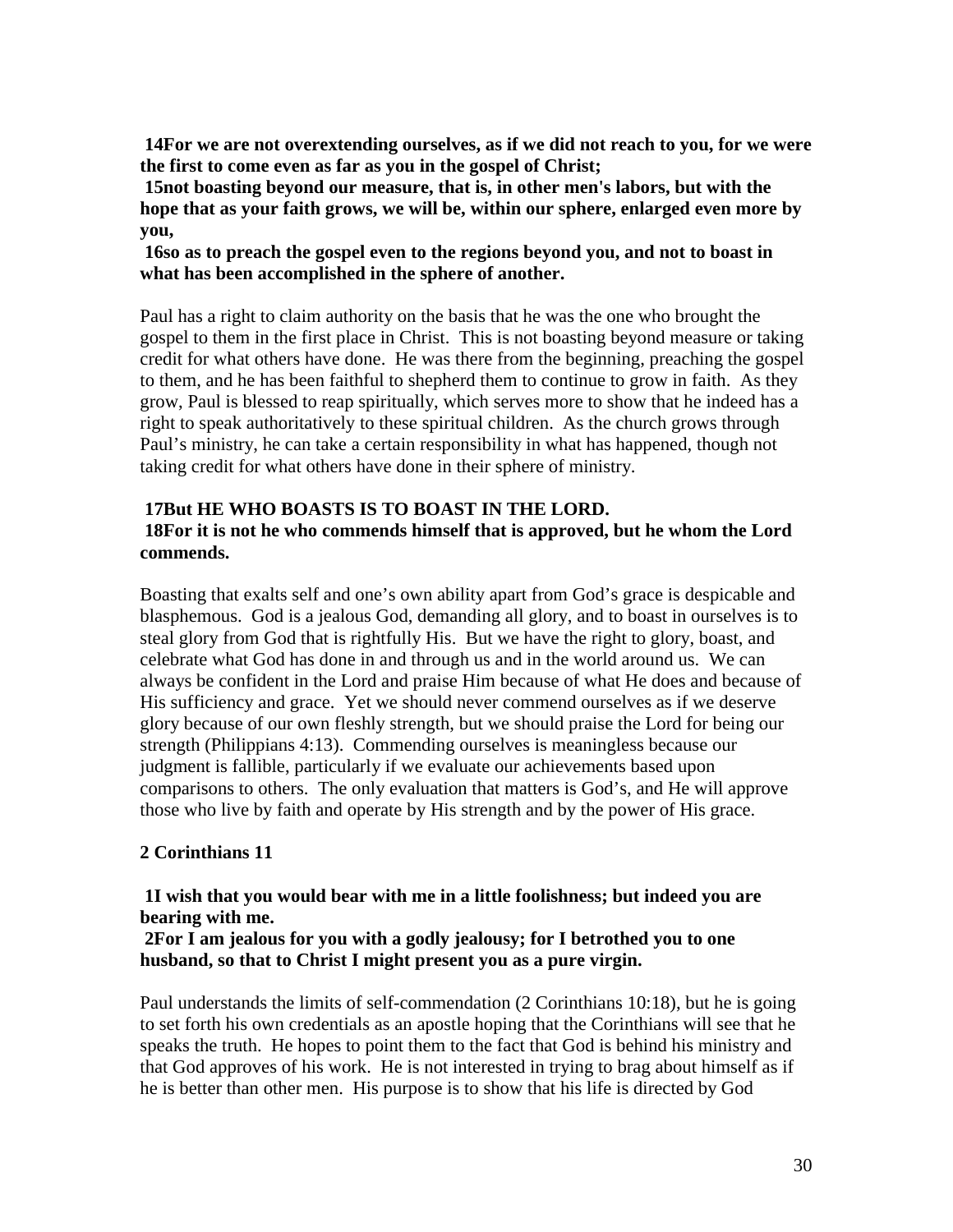**14For we are not overextending ourselves, as if we did not reach to you, for we were the first to come even as far as you in the gospel of Christ;**
**15not boasting beyond our measure, that is, in other men's labors, but with the hope that as your faith grows, we will be, within our sphere, enlarged even more by you,**
**16so as to preach the gospel even to the regions beyond you, and not to boast in what has been accomplished in the sphere of another.**

Paul has a right to claim authority on the basis that he was the one who brought the gospel to them in the first place in Christ. This is not boasting beyond measure or taking credit for what others have done. He was there from the beginning, preaching the gospel to them, and he has been faithful to shepherd them to continue to grow in faith. As they grow, Paul is blessed to reap spiritually, which serves more to show that he indeed has a right to speak authoritatively to these spiritual children. As the church grows through Paul's ministry, he can take a certain responsibility in what has happened, though not taking credit for what others have done in their sphere of ministry.

**17But HE WHO BOASTS IS TO BOAST IN THE LORD.**
**18For it is not he who commends himself that is approved, but he whom the Lord commends.**

Boasting that exalts self and one's own ability apart from God's grace is despicable and blasphemous. God is a jealous God, demanding all glory, and to boast in ourselves is to steal glory from God that is rightfully His. But we have the right to glory, boast, and celebrate what God has done in and through us and in the world around us. We can always be confident in the Lord and praise Him because of what He does and because of His sufficiency and grace. Yet we should never commend ourselves as if we deserve glory because of our own fleshly strength, but we should praise the Lord for being our strength (Philippians 4:13). Commending ourselves is meaningless because our judgment is fallible, particularly if we evaluate our achievements based upon comparisons to others. The only evaluation that matters is God's, and He will approve those who live by faith and operate by His strength and by the power of His grace.

**2 Corinthians 11**

**1I wish that you would bear with me in a little foolishness; but indeed you are bearing with me.**
**2For I am jealous for you with a godly jealousy; for I betrothed you to one husband, so that to Christ I might present you as a pure virgin.**

Paul understands the limits of self-commendation (2 Corinthians 10:18), but he is going to set forth his own credentials as an apostle hoping that the Corinthians will see that he speaks the truth. He hopes to point them to the fact that God is behind his ministry and that God approves of his work. He is not interested in trying to brag about himself as if he is better than other men. His purpose is to show that his life is directed by God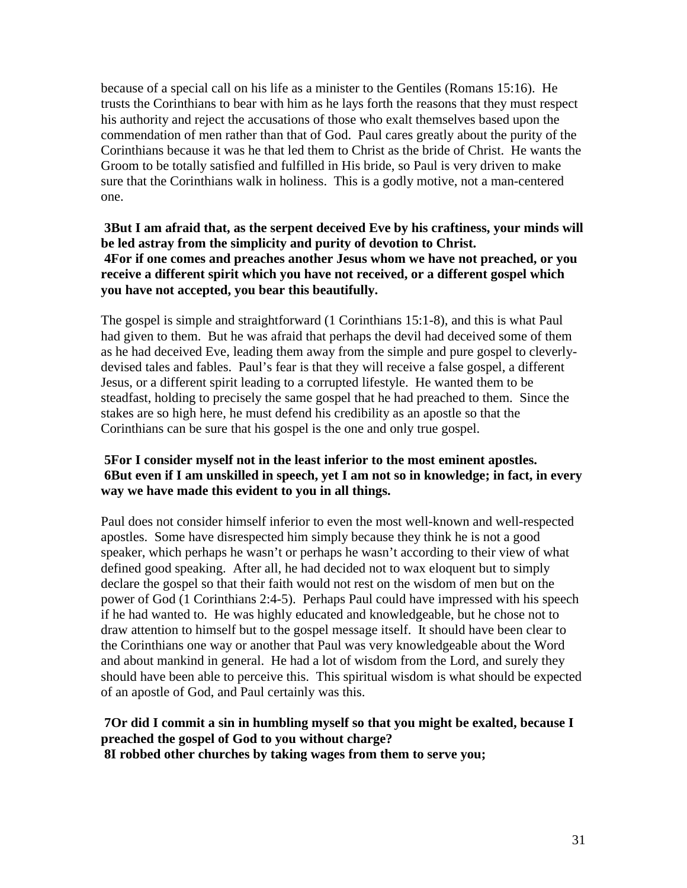because of a special call on his life as a minister to the Gentiles (Romans 15:16). He trusts the Corinthians to bear with him as he lays forth the reasons that they must respect his authority and reject the accusations of those who exalt themselves based upon the commendation of men rather than that of God. Paul cares greatly about the purity of the Corinthians because it was he that led them to Christ as the bride of Christ. He wants the Groom to be totally satisfied and fulfilled in His bride, so Paul is very driven to make sure that the Corinthians walk in holiness. This is a godly motive, not a man-centered one.

**3But I am afraid that, as the serpent deceived Eve by his craftiness, your minds will be led astray from the simplicity and purity of devotion to Christ.**
**4For if one comes and preaches another Jesus whom we have not preached, or you receive a different spirit which you have not received, or a different gospel which you have not accepted, you bear this beautifully.**

The gospel is simple and straightforward (1 Corinthians 15:1-8), and this is what Paul had given to them. But he was afraid that perhaps the devil had deceived some of them as he had deceived Eve, leading them away from the simple and pure gospel to cleverly-devised tales and fables. Paul's fear is that they will receive a false gospel, a different Jesus, or a different spirit leading to a corrupted lifestyle. He wanted them to be steadfast, holding to precisely the same gospel that he had preached to them. Since the stakes are so high here, he must defend his credibility as an apostle so that the Corinthians can be sure that his gospel is the one and only true gospel.

**5For I consider myself not in the least inferior to the most eminent apostles.**
**6But even if I am unskilled in speech, yet I am not so in knowledge; in fact, in every way we have made this evident to you in all things.**

Paul does not consider himself inferior to even the most well-known and well-respected apostles. Some have disrespected him simply because they think he is not a good speaker, which perhaps he wasn't or perhaps he wasn't according to their view of what defined good speaking. After all, he had decided not to wax eloquent but to simply declare the gospel so that their faith would not rest on the wisdom of men but on the power of God (1 Corinthians 2:4-5). Perhaps Paul could have impressed with his speech if he had wanted to. He was highly educated and knowledgeable, but he chose not to draw attention to himself but to the gospel message itself. It should have been clear to the Corinthians one way or another that Paul was very knowledgeable about the Word and about mankind in general. He had a lot of wisdom from the Lord, and surely they should have been able to perceive this. This spiritual wisdom is what should be expected of an apostle of God, and Paul certainly was this.

**7Or did I commit a sin in humbling myself so that you might be exalted, because I preached the gospel of God to you without charge?**
**8I robbed other churches by taking wages from them to serve you;**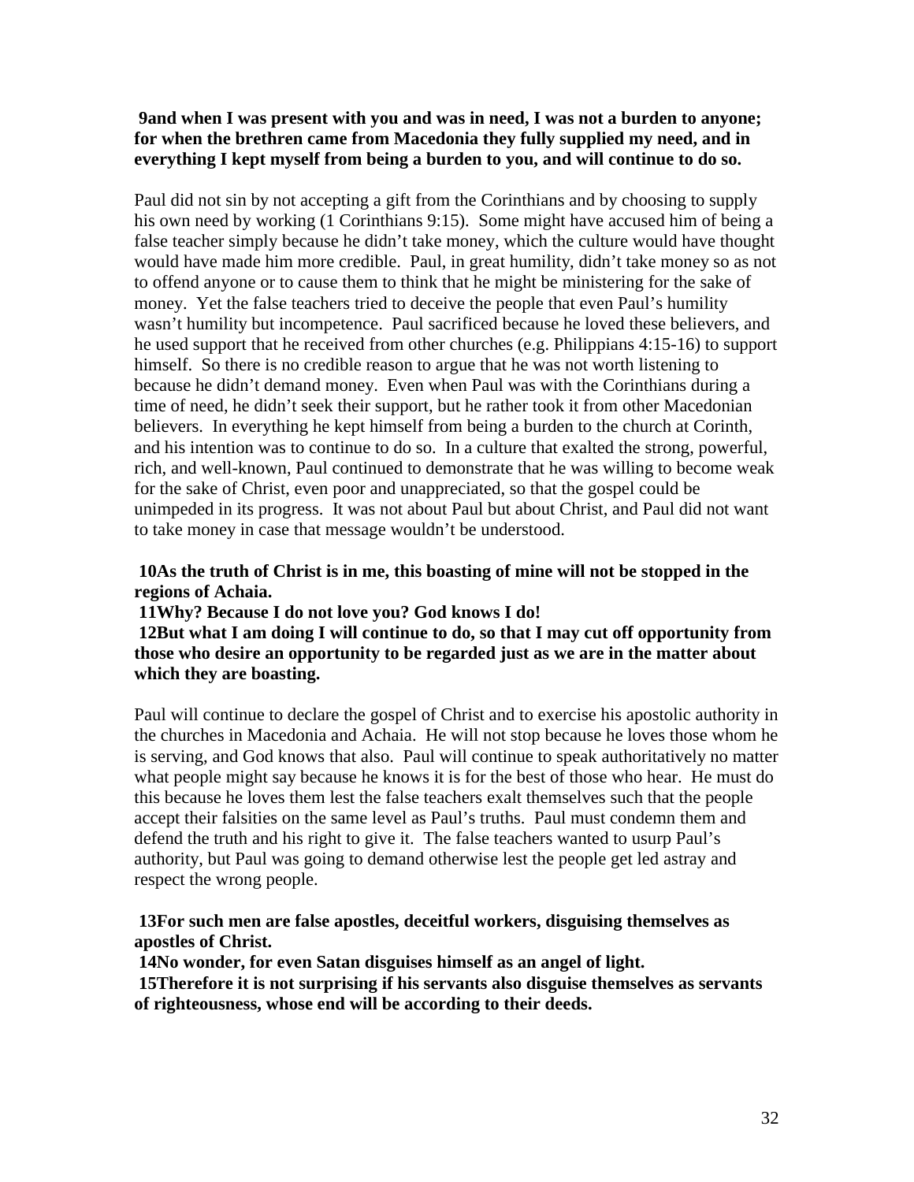**9and when I was present with you and was in need, I was not a burden to anyone; for when the brethren came from Macedonia they fully supplied my need, and in everything I kept myself from being a burden to you, and will continue to do so.**

Paul did not sin by not accepting a gift from the Corinthians and by choosing to supply his own need by working (1 Corinthians 9:15). Some might have accused him of being a false teacher simply because he didn't take money, which the culture would have thought would have made him more credible. Paul, in great humility, didn't take money so as not to offend anyone or to cause them to think that he might be ministering for the sake of money. Yet the false teachers tried to deceive the people that even Paul's humility wasn't humility but incompetence. Paul sacrificed because he loved these believers, and he used support that he received from other churches (e.g. Philippians 4:15-16) to support himself. So there is no credible reason to argue that he was not worth listening to because he didn't demand money. Even when Paul was with the Corinthians during a time of need, he didn't seek their support, but he rather took it from other Macedonian believers. In everything he kept himself from being a burden to the church at Corinth, and his intention was to continue to do so. In a culture that exalted the strong, powerful, rich, and well-known, Paul continued to demonstrate that he was willing to become weak for the sake of Christ, even poor and unappreciated, so that the gospel could be unimpeded in its progress. It was not about Paul but about Christ, and Paul did not want to take money in case that message wouldn't be understood.

**10As the truth of Christ is in me, this boasting of mine will not be stopped in the regions of Achaia.**
**11Why? Because I do not love you? God knows I do!**
**12But what I am doing I will continue to do, so that I may cut off opportunity from those who desire an opportunity to be regarded just as we are in the matter about which they are boasting.**

Paul will continue to declare the gospel of Christ and to exercise his apostolic authority in the churches in Macedonia and Achaia. He will not stop because he loves those whom he is serving, and God knows that also. Paul will continue to speak authoritatively no matter what people might say because he knows it is for the best of those who hear. He must do this because he loves them lest the false teachers exalt themselves such that the people accept their falsities on the same level as Paul's truths. Paul must condemn them and defend the truth and his right to give it. The false teachers wanted to usurp Paul's authority, but Paul was going to demand otherwise lest the people get led astray and respect the wrong people.

**13For such men are false apostles, deceitful workers, disguising themselves as apostles of Christ.**
**14No wonder, for even Satan disguises himself as an angel of light.**
**15Therefore it is not surprising if his servants also disguise themselves as servants of righteousness, whose end will be according to their deeds.**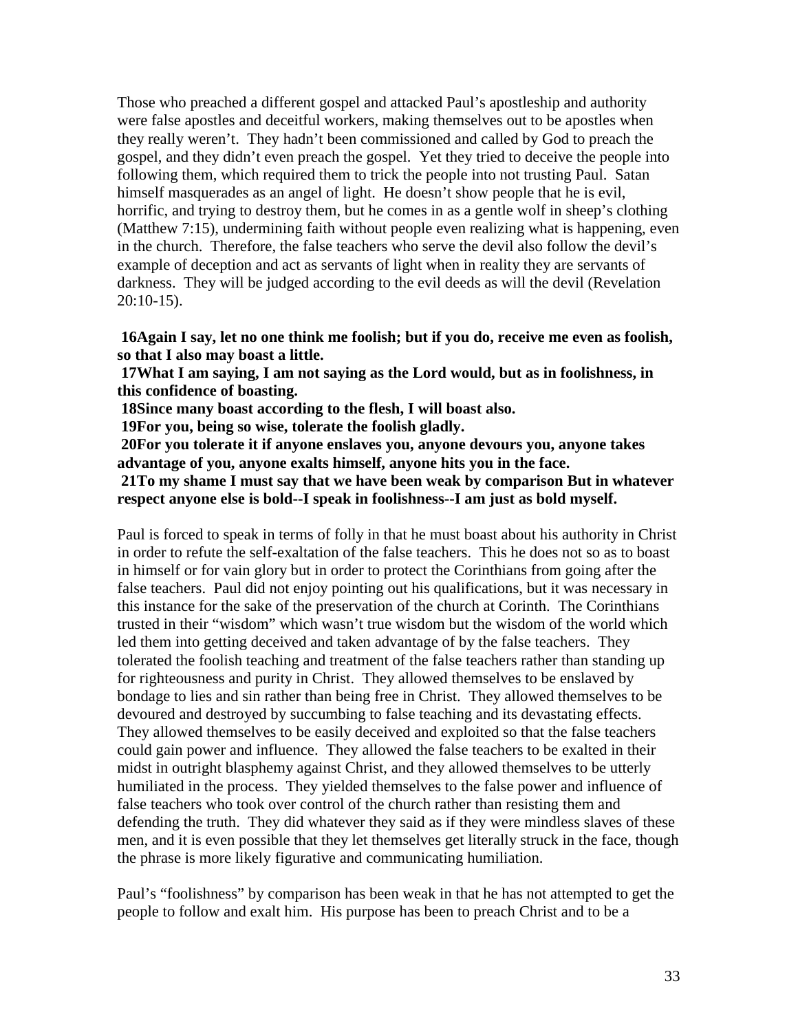Those who preached a different gospel and attacked Paul's apostleship and authority were false apostles and deceitful workers, making themselves out to be apostles when they really weren't. They hadn't been commissioned and called by God to preach the gospel, and they didn't even preach the gospel. Yet they tried to deceive the people into following them, which required them to trick the people into not trusting Paul. Satan himself masquerades as an angel of light. He doesn't show people that he is evil, horrific, and trying to destroy them, but he comes in as a gentle wolf in sheep's clothing (Matthew 7:15), undermining faith without people even realizing what is happening, even in the church. Therefore, the false teachers who serve the devil also follow the devil's example of deception and act as servants of light when in reality they are servants of darkness. They will be judged according to the evil deeds as will the devil (Revelation 20:10-15).

**16Again I say, let no one think me foolish; but if you do, receive me even as foolish, so that I also may boast a little.**
**17What I am saying, I am not saying as the Lord would, but as in foolishness, in this confidence of boasting.**
**18Since many boast according to the flesh, I will boast also.**
**19For you, being so wise, tolerate the foolish gladly.**
**20For you tolerate it if anyone enslaves you, anyone devours you, anyone takes advantage of you, anyone exalts himself, anyone hits you in the face.**
**21To my shame I must say that we have been weak by comparison But in whatever respect anyone else is bold--I speak in foolishness--I am just as bold myself.**

Paul is forced to speak in terms of folly in that he must boast about his authority in Christ in order to refute the self-exaltation of the false teachers. This he does not so as to boast in himself or for vain glory but in order to protect the Corinthians from going after the false teachers. Paul did not enjoy pointing out his qualifications, but it was necessary in this instance for the sake of the preservation of the church at Corinth. The Corinthians trusted in their "wisdom" which wasn't true wisdom but the wisdom of the world which led them into getting deceived and taken advantage of by the false teachers. They tolerated the foolish teaching and treatment of the false teachers rather than standing up for righteousness and purity in Christ. They allowed themselves to be enslaved by bondage to lies and sin rather than being free in Christ. They allowed themselves to be devoured and destroyed by succumbing to false teaching and its devastating effects. They allowed themselves to be easily deceived and exploited so that the false teachers could gain power and influence. They allowed the false teachers to be exalted in their midst in outright blasphemy against Christ, and they allowed themselves to be utterly humiliated in the process. They yielded themselves to the false power and influence of false teachers who took over control of the church rather than resisting them and defending the truth. They did whatever they said as if they were mindless slaves of these men, and it is even possible that they let themselves get literally struck in the face, though the phrase is more likely figurative and communicating humiliation.

Paul's "foolishness" by comparison has been weak in that he has not attempted to get the people to follow and exalt him. His purpose has been to preach Christ and to be a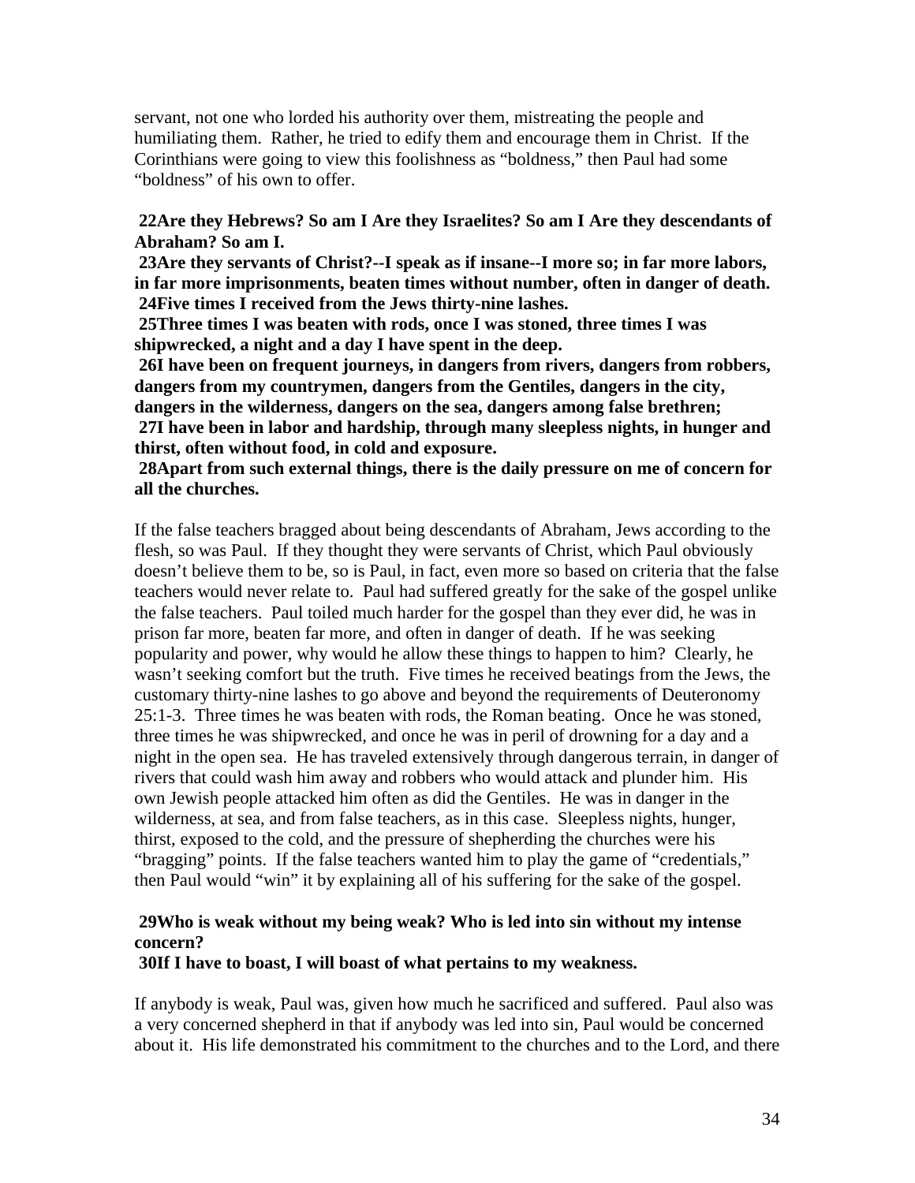servant, not one who lorded his authority over them, mistreating the people and humiliating them. Rather, he tried to edify them and encourage them in Christ. If the Corinthians were going to view this foolishness as "boldness," then Paul had some "boldness" of his own to offer.

**22Are they Hebrews? So am I Are they Israelites? So am I Are they descendants of Abraham? So am I.**
**23Are they servants of Christ?--I speak as if insane--I more so; in far more labors, in far more imprisonments, beaten times without number, often in danger of death.**
**24Five times I received from the Jews thirty-nine lashes.**
**25Three times I was beaten with rods, once I was stoned, three times I was shipwrecked, a night and a day I have spent in the deep.**
**26I have been on frequent journeys, in dangers from rivers, dangers from robbers, dangers from my countrymen, dangers from the Gentiles, dangers in the city, dangers in the wilderness, dangers on the sea, dangers among false brethren;**
**27I have been in labor and hardship, through many sleepless nights, in hunger and thirst, often without food, in cold and exposure.**
**28Apart from such external things, there is the daily pressure on me of concern for all the churches.**

If the false teachers bragged about being descendants of Abraham, Jews according to the flesh, so was Paul. If they thought they were servants of Christ, which Paul obviously doesn't believe them to be, so is Paul, in fact, even more so based on criteria that the false teachers would never relate to. Paul had suffered greatly for the sake of the gospel unlike the false teachers. Paul toiled much harder for the gospel than they ever did, he was in prison far more, beaten far more, and often in danger of death. If he was seeking popularity and power, why would he allow these things to happen to him? Clearly, he wasn't seeking comfort but the truth. Five times he received beatings from the Jews, the customary thirty-nine lashes to go above and beyond the requirements of Deuteronomy 25:1-3. Three times he was beaten with rods, the Roman beating. Once he was stoned, three times he was shipwrecked, and once he was in peril of drowning for a day and a night in the open sea. He has traveled extensively through dangerous terrain, in danger of rivers that could wash him away and robbers who would attack and plunder him. His own Jewish people attacked him often as did the Gentiles. He was in danger in the wilderness, at sea, and from false teachers, as in this case. Sleepless nights, hunger, thirst, exposed to the cold, and the pressure of shepherding the churches were his "bragging" points. If the false teachers wanted him to play the game of "credentials," then Paul would "win" it by explaining all of his suffering for the sake of the gospel.

**29Who is weak without my being weak? Who is led into sin without my intense concern?**
**30If I have to boast, I will boast of what pertains to my weakness.**

If anybody is weak, Paul was, given how much he sacrificed and suffered. Paul also was a very concerned shepherd in that if anybody was led into sin, Paul would be concerned about it. His life demonstrated his commitment to the churches and to the Lord, and there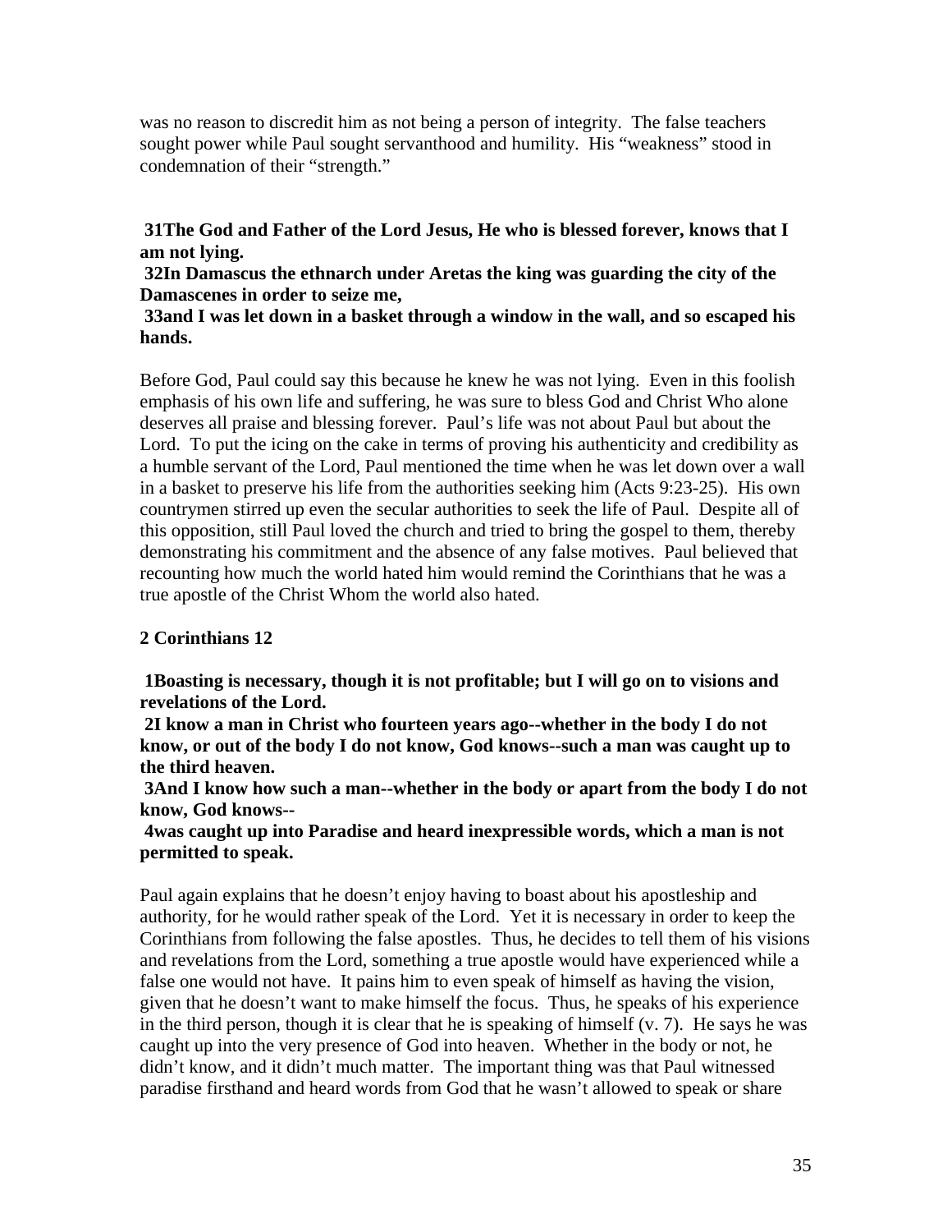was no reason to discredit him as not being a person of integrity. The false teachers sought power while Paul sought servanthood and humility. His "weakness" stood in condemnation of their "strength."

**31The God and Father of the Lord Jesus, He who is blessed forever, knows that I am not lying.**
**32In Damascus the ethnarch under Aretas the king was guarding the city of the Damascenes in order to seize me,**
**33and I was let down in a basket through a window in the wall, and so escaped his hands.**

Before God, Paul could say this because he knew he was not lying. Even in this foolish emphasis of his own life and suffering, he was sure to bless God and Christ Who alone deserves all praise and blessing forever. Paul's life was not about Paul but about the Lord. To put the icing on the cake in terms of proving his authenticity and credibility as a humble servant of the Lord, Paul mentioned the time when he was let down over a wall in a basket to preserve his life from the authorities seeking him (Acts 9:23-25). His own countrymen stirred up even the secular authorities to seek the life of Paul. Despite all of this opposition, still Paul loved the church and tried to bring the gospel to them, thereby demonstrating his commitment and the absence of any false motives. Paul believed that recounting how much the world hated him would remind the Corinthians that he was a true apostle of the Christ Whom the world also hated.

## 2 Corinthians 12

**1Boasting is necessary, though it is not profitable; but I will go on to visions and revelations of the Lord.**
**2I know a man in Christ who fourteen years ago--whether in the body I do not know, or out of the body I do not know, God knows--such a man was caught up to the third heaven.**
**3And I know how such a man--whether in the body or apart from the body I do not know, God knows--**
**4was caught up into Paradise and heard inexpressible words, which a man is not permitted to speak.**

Paul again explains that he doesn't enjoy having to boast about his apostleship and authority, for he would rather speak of the Lord. Yet it is necessary in order to keep the Corinthians from following the false apostles. Thus, he decides to tell them of his visions and revelations from the Lord, something a true apostle would have experienced while a false one would not have. It pains him to even speak of himself as having the vision, given that he doesn't want to make himself the focus. Thus, he speaks of his experience in the third person, though it is clear that he is speaking of himself (v. 7). He says he was caught up into the very presence of God into heaven. Whether in the body or not, he didn't know, and it didn't much matter. The important thing was that Paul witnessed paradise firsthand and heard words from God that he wasn't allowed to speak or share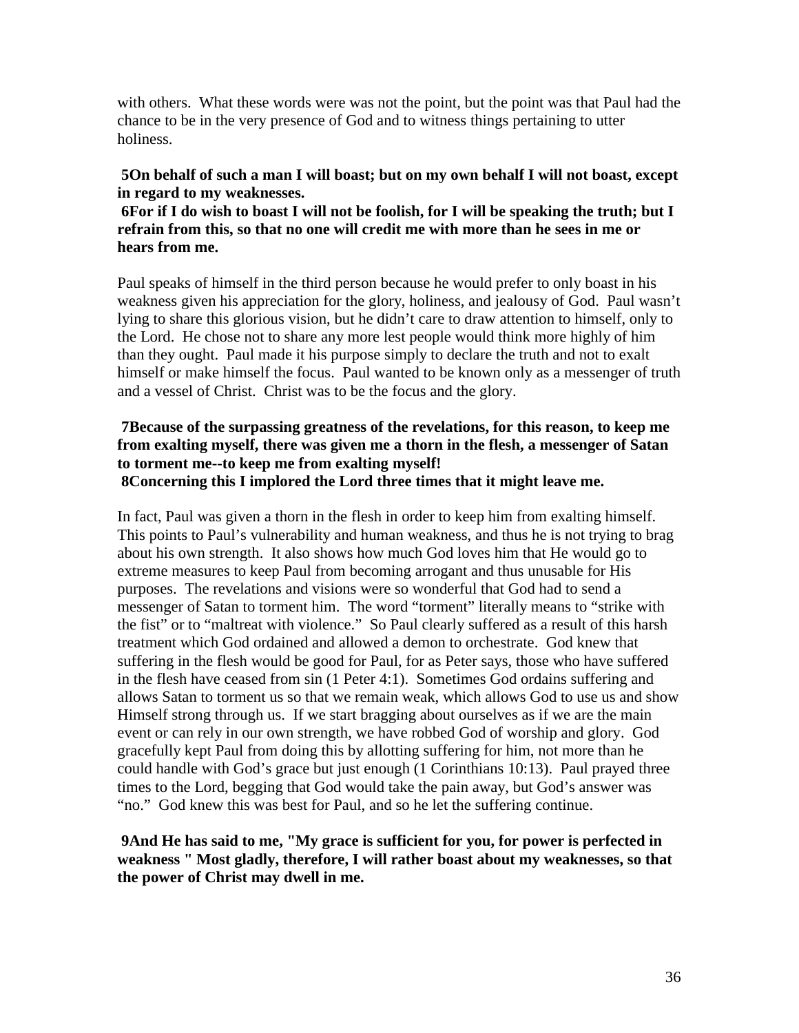with others. What these words were was not the point, but the point was that Paul had the chance to be in the very presence of God and to witness things pertaining to utter holiness.

**5On behalf of such a man I will boast; but on my own behalf I will not boast, except in regard to my weaknesses.**
**6For if I do wish to boast I will not be foolish, for I will be speaking the truth; but I refrain from this, so that no one will credit me with more than he sees in me or hears from me.**

Paul speaks of himself in the third person because he would prefer to only boast in his weakness given his appreciation for the glory, holiness, and jealousy of God. Paul wasn't lying to share this glorious vision, but he didn't care to draw attention to himself, only to the Lord. He chose not to share any more lest people would think more highly of him than they ought. Paul made it his purpose simply to declare the truth and not to exalt himself or make himself the focus. Paul wanted to be known only as a messenger of truth and a vessel of Christ. Christ was to be the focus and the glory.

**7Because of the surpassing greatness of the revelations, for this reason, to keep me from exalting myself, there was given me a thorn in the flesh, a messenger of Satan to torment me--to keep me from exalting myself!**
**8Concerning this I implored the Lord three times that it might leave me.**

In fact, Paul was given a thorn in the flesh in order to keep him from exalting himself. This points to Paul's vulnerability and human weakness, and thus he is not trying to brag about his own strength. It also shows how much God loves him that He would go to extreme measures to keep Paul from becoming arrogant and thus unusable for His purposes. The revelations and visions were so wonderful that God had to send a messenger of Satan to torment him. The word "torment" literally means to "strike with the fist" or to "maltreat with violence." So Paul clearly suffered as a result of this harsh treatment which God ordained and allowed a demon to orchestrate. God knew that suffering in the flesh would be good for Paul, for as Peter says, those who have suffered in the flesh have ceased from sin (1 Peter 4:1). Sometimes God ordains suffering and allows Satan to torment us so that we remain weak, which allows God to use us and show Himself strong through us. If we start bragging about ourselves as if we are the main event or can rely in our own strength, we have robbed God of worship and glory. God gracefully kept Paul from doing this by allotting suffering for him, not more than he could handle with God's grace but just enough (1 Corinthians 10:13). Paul prayed three times to the Lord, begging that God would take the pain away, but God's answer was "no." God knew this was best for Paul, and so he let the suffering continue.

**9And He has said to me, "My grace is sufficient for you, for power is perfected in weakness " Most gladly, therefore, I will rather boast about my weaknesses, so that the power of Christ may dwell in me.**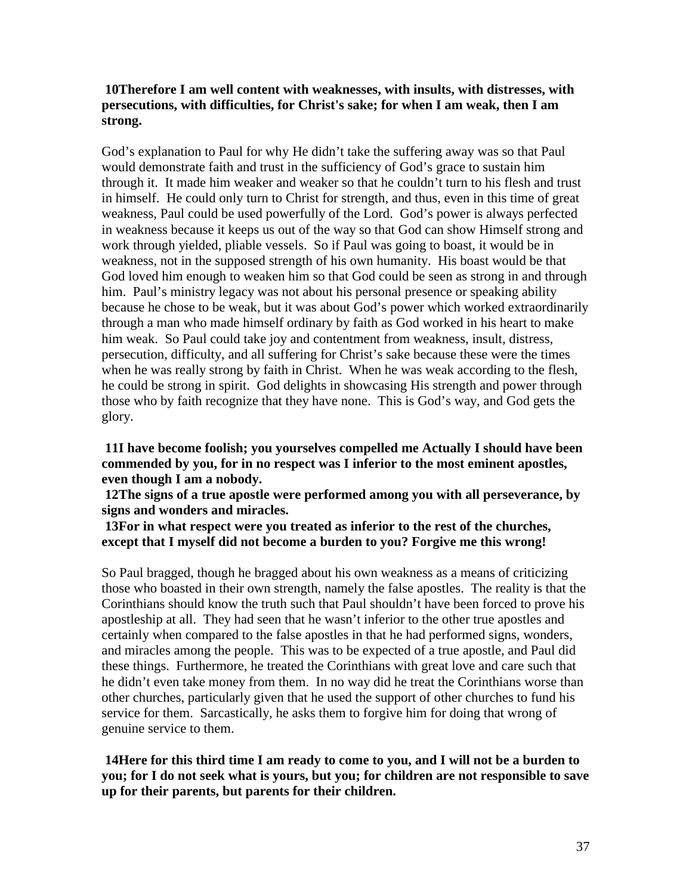**10Therefore I am well content with weaknesses, with insults, with distresses, with persecutions, with difficulties, for Christ's sake; for when I am weak, then I am strong.**

God's explanation to Paul for why He didn't take the suffering away was so that Paul would demonstrate faith and trust in the sufficiency of God's grace to sustain him through it. It made him weaker and weaker so that he couldn't turn to his flesh and trust in himself. He could only turn to Christ for strength, and thus, even in this time of great weakness, Paul could be used powerfully of the Lord. God's power is always perfected in weakness because it keeps us out of the way so that God can show Himself strong and work through yielded, pliable vessels. So if Paul was going to boast, it would be in weakness, not in the supposed strength of his own humanity. His boast would be that God loved him enough to weaken him so that God could be seen as strong in and through him. Paul's ministry legacy was not about his personal presence or speaking ability because he chose to be weak, but it was about God's power which worked extraordinarily through a man who made himself ordinary by faith as God worked in his heart to make him weak. So Paul could take joy and contentment from weakness, insult, distress, persecution, difficulty, and all suffering for Christ's sake because these were the times when he was really strong by faith in Christ. When he was weak according to the flesh, he could be strong in spirit. God delights in showcasing His strength and power through those who by faith recognize that they have none. This is God's way, and God gets the glory.

**11I have become foolish; you yourselves compelled me Actually I should have been commended by you, for in no respect was I inferior to the most eminent apostles, even though I am a nobody.**
**12The signs of a true apostle were performed among you with all perseverance, by signs and wonders and miracles.**
**13For in what respect were you treated as inferior to the rest of the churches, except that I myself did not become a burden to you? Forgive me this wrong!**

So Paul bragged, though he bragged about his own weakness as a means of criticizing those who boasted in their own strength, namely the false apostles. The reality is that the Corinthians should know the truth such that Paul shouldn't have been forced to prove his apostleship at all. They had seen that he wasn't inferior to the other true apostles and certainly when compared to the false apostles in that he had performed signs, wonders, and miracles among the people. This was to be expected of a true apostle, and Paul did these things. Furthermore, he treated the Corinthians with great love and care such that he didn't even take money from them. In no way did he treat the Corinthians worse than other churches, particularly given that he used the support of other churches to fund his service for them. Sarcastically, he asks them to forgive him for doing that wrong of genuine service to them.

**14Here for this third time I am ready to come to you, and I will not be a burden to you; for I do not seek what is yours, but you; for children are not responsible to save up for their parents, but parents for their children.**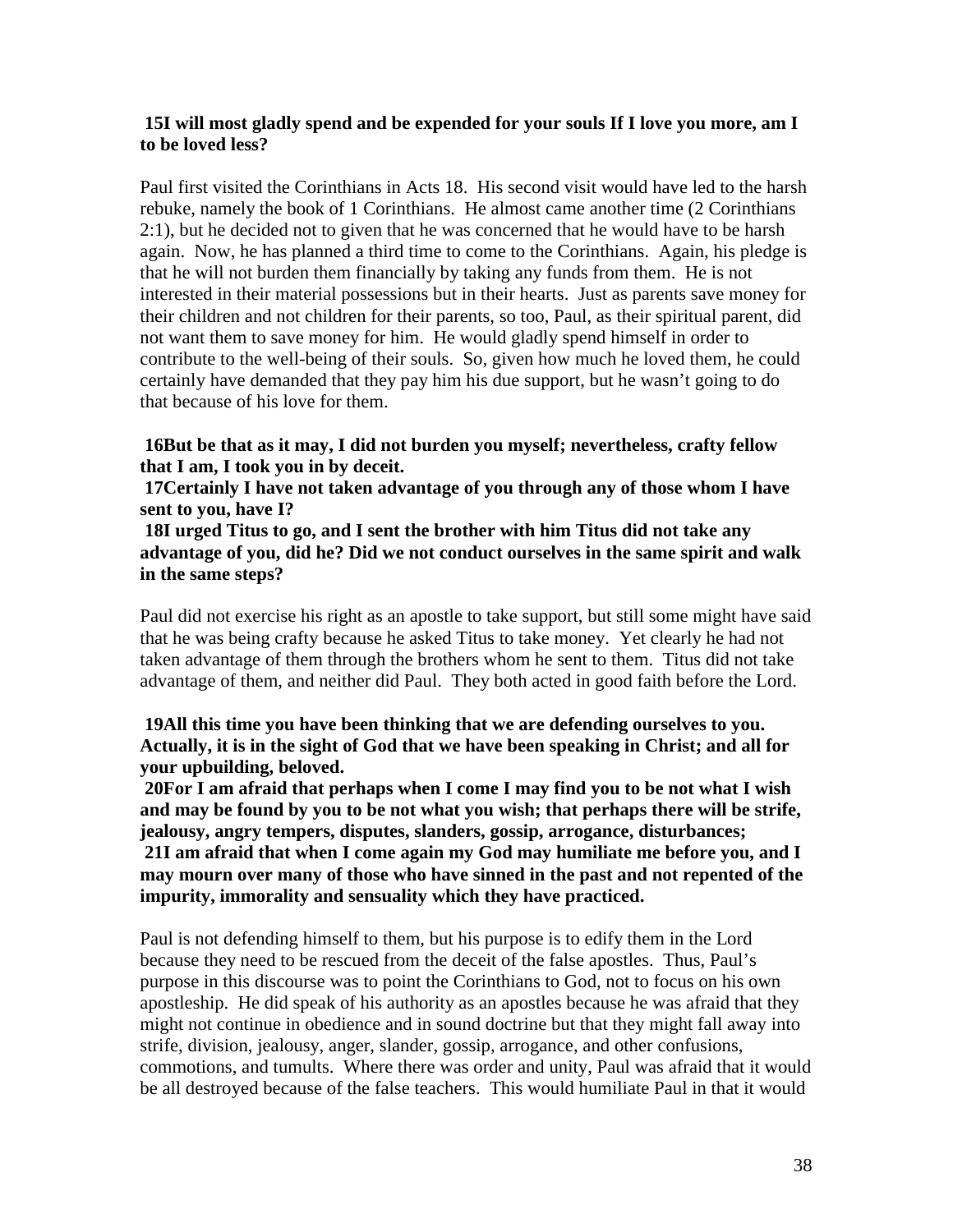**15I will most gladly spend and be expended for your souls If I love you more, am I to be loved less?**

Paul first visited the Corinthians in Acts 18. His second visit would have led to the harsh rebuke, namely the book of 1 Corinthians. He almost came another time (2 Corinthians 2:1), but he decided not to given that he was concerned that he would have to be harsh again. Now, he has planned a third time to come to the Corinthians. Again, his pledge is that he will not burden them financially by taking any funds from them. He is not interested in their material possessions but in their hearts. Just as parents save money for their children and not children for their parents, so too, Paul, as their spiritual parent, did not want them to save money for him. He would gladly spend himself in order to contribute to the well-being of their souls. So, given how much he loved them, he could certainly have demanded that they pay him his due support, but he wasn't going to do that because of his love for them.

**16But be that as it may, I did not burden you myself; nevertheless, crafty fellow that I am, I took you in by deceit.**
**17Certainly I have not taken advantage of you through any of those whom I have sent to you, have I?**
**18I urged Titus to go, and I sent the brother with him Titus did not take any advantage of you, did he? Did we not conduct ourselves in the same spirit and walk in the same steps?**

Paul did not exercise his right as an apostle to take support, but still some might have said that he was being crafty because he asked Titus to take money. Yet clearly he had not taken advantage of them through the brothers whom he sent to them. Titus did not take advantage of them, and neither did Paul. They both acted in good faith before the Lord.

**19All this time you have been thinking that we are defending ourselves to you. Actually, it is in the sight of God that we have been speaking in Christ; and all for your upbuilding, beloved.**
**20For I am afraid that perhaps when I come I may find you to be not what I wish and may be found by you to be not what you wish; that perhaps there will be strife, jealousy, angry tempers, disputes, slanders, gossip, arrogance, disturbances;**
**21I am afraid that when I come again my God may humiliate me before you, and I may mourn over many of those who have sinned in the past and not repented of the impurity, immorality and sensuality which they have practiced.**

Paul is not defending himself to them, but his purpose is to edify them in the Lord because they need to be rescued from the deceit of the false apostles. Thus, Paul's purpose in this discourse was to point the Corinthians to God, not to focus on his own apostleship. He did speak of his authority as an apostles because he was afraid that they might not continue in obedience and in sound doctrine but that they might fall away into strife, division, jealousy, anger, slander, gossip, arrogance, and other confusions, commotions, and tumults. Where there was order and unity, Paul was afraid that it would be all destroyed because of the false teachers. This would humiliate Paul in that it would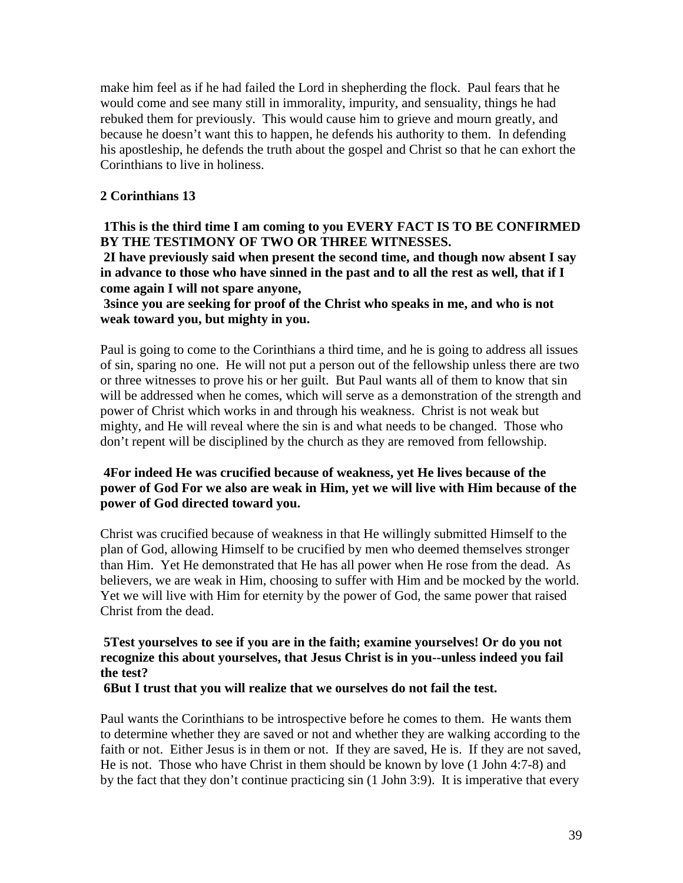make him feel as if he had failed the Lord in shepherding the flock. Paul fears that he would come and see many still in immorality, impurity, and sensuality, things he had rebuked them for previously. This would cause him to grieve and mourn greatly, and because he doesn't want this to happen, he defends his authority to them. In defending his apostleship, he defends the truth about the gospel and Christ so that he can exhort the Corinthians to live in holiness.

**2 Corinthians 13**

**1This is the third time I am coming to you EVERY FACT IS TO BE CONFIRMED BY THE TESTIMONY OF TWO OR THREE WITNESSES.**
**2I have previously said when present the second time, and though now absent I say in advance to those who have sinned in the past and to all the rest as well, that if I come again I will not spare anyone,**
**3since you are seeking for proof of the Christ who speaks in me, and who is not weak toward you, but mighty in you.**

Paul is going to come to the Corinthians a third time, and he is going to address all issues of sin, sparing no one. He will not put a person out of the fellowship unless there are two or three witnesses to prove his or her guilt. But Paul wants all of them to know that sin will be addressed when he comes, which will serve as a demonstration of the strength and power of Christ which works in and through his weakness. Christ is not weak but mighty, and He will reveal where the sin is and what needs to be changed. Those who don't repent will be disciplined by the church as they are removed from fellowship.

**4For indeed He was crucified because of weakness, yet He lives because of the power of God For we also are weak in Him, yet we will live with Him because of the power of God directed toward you.**

Christ was crucified because of weakness in that He willingly submitted Himself to the plan of God, allowing Himself to be crucified by men who deemed themselves stronger than Him. Yet He demonstrated that He has all power when He rose from the dead. As believers, we are weak in Him, choosing to suffer with Him and be mocked by the world. Yet we will live with Him for eternity by the power of God, the same power that raised Christ from the dead.

**5Test yourselves to see if you are in the faith; examine yourselves! Or do you not recognize this about yourselves, that Jesus Christ is in you--unless indeed you fail the test?**
**6But I trust that you will realize that we ourselves do not fail the test.**

Paul wants the Corinthians to be introspective before he comes to them. He wants them to determine whether they are saved or not and whether they are walking according to the faith or not. Either Jesus is in them or not. If they are saved, He is. If they are not saved, He is not. Those who have Christ in them should be known by love (1 John 4:7-8) and by the fact that they don't continue practicing sin (1 John 3:9). It is imperative that every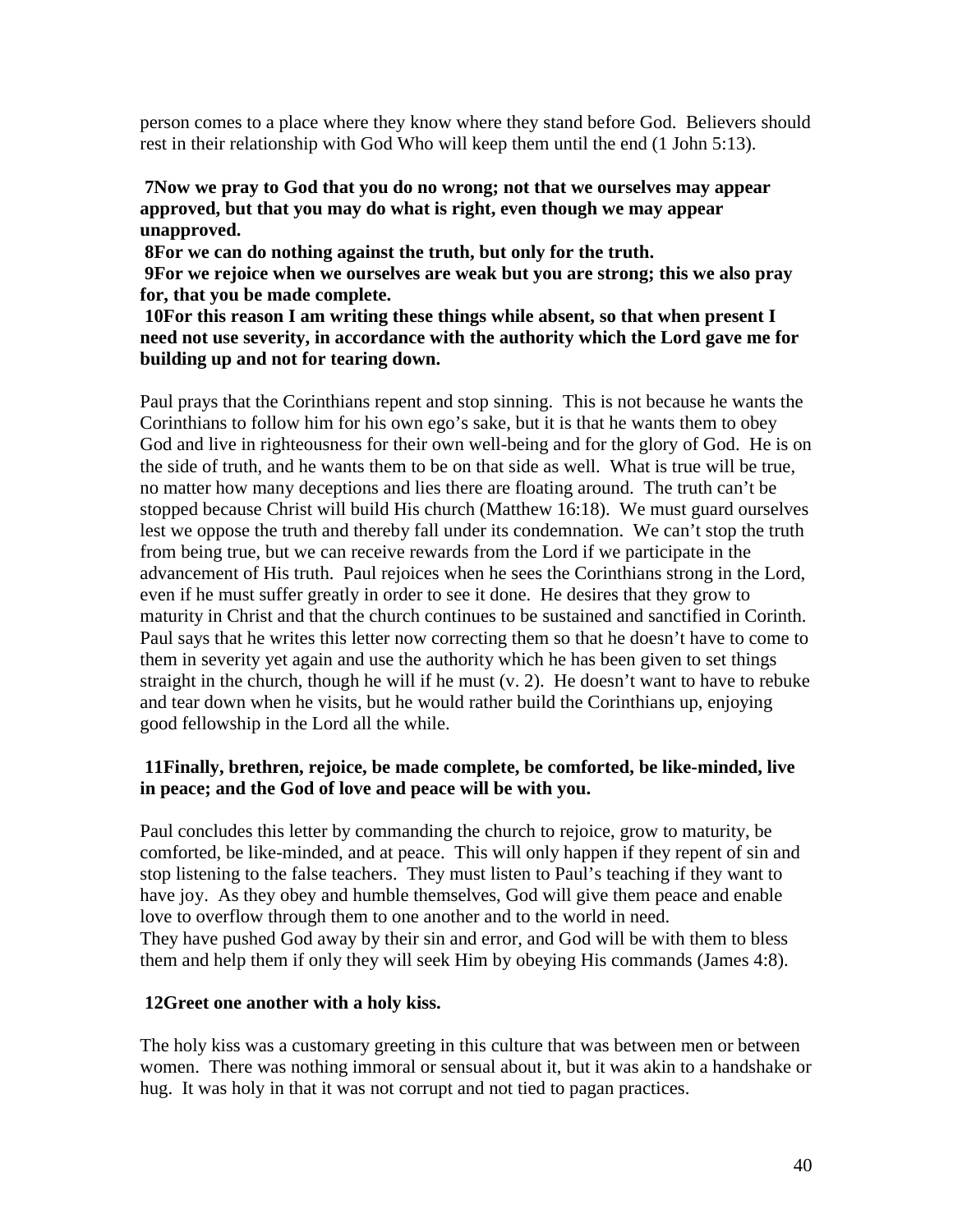person comes to a place where they know where they stand before God. Believers should rest in their relationship with God Who will keep them until the end (1 John 5:13).

**7Now we pray to God that you do no wrong; not that we ourselves may appear approved, but that you may do what is right, even though we may appear unapproved.**
**8For we can do nothing against the truth, but only for the truth.**
**9For we rejoice when we ourselves are weak but you are strong; this we also pray for, that you be made complete.**
**10For this reason I am writing these things while absent, so that when present I need not use severity, in accordance with the authority which the Lord gave me for building up and not for tearing down.**

Paul prays that the Corinthians repent and stop sinning. This is not because he wants the Corinthians to follow him for his own ego's sake, but it is that he wants them to obey God and live in righteousness for their own well-being and for the glory of God. He is on the side of truth, and he wants them to be on that side as well. What is true will be true, no matter how many deceptions and lies there are floating around. The truth can't be stopped because Christ will build His church (Matthew 16:18). We must guard ourselves lest we oppose the truth and thereby fall under its condemnation. We can't stop the truth from being true, but we can receive rewards from the Lord if we participate in the advancement of His truth. Paul rejoices when he sees the Corinthians strong in the Lord, even if he must suffer greatly in order to see it done. He desires that they grow to maturity in Christ and that the church continues to be sustained and sanctified in Corinth. Paul says that he writes this letter now correcting them so that he doesn't have to come to them in severity yet again and use the authority which he has been given to set things straight in the church, though he will if he must (v. 2). He doesn't want to have to rebuke and tear down when he visits, but he would rather build the Corinthians up, enjoying good fellowship in the Lord all the while.

**11Finally, brethren, rejoice, be made complete, be comforted, be like-minded, live in peace; and the God of love and peace will be with you.**

Paul concludes this letter by commanding the church to rejoice, grow to maturity, be comforted, be like-minded, and at peace. This will only happen if they repent of sin and stop listening to the false teachers. They must listen to Paul's teaching if they want to have joy. As they obey and humble themselves, God will give them peace and enable love to overflow through them to one another and to the world in need.
They have pushed God away by their sin and error, and God will be with them to bless them and help them if only they will seek Him by obeying His commands (James 4:8).

**12Greet one another with a holy kiss.**

The holy kiss was a customary greeting in this culture that was between men or between women. There was nothing immoral or sensual about it, but it was akin to a handshake or hug. It was holy in that it was not corrupt and not tied to pagan practices.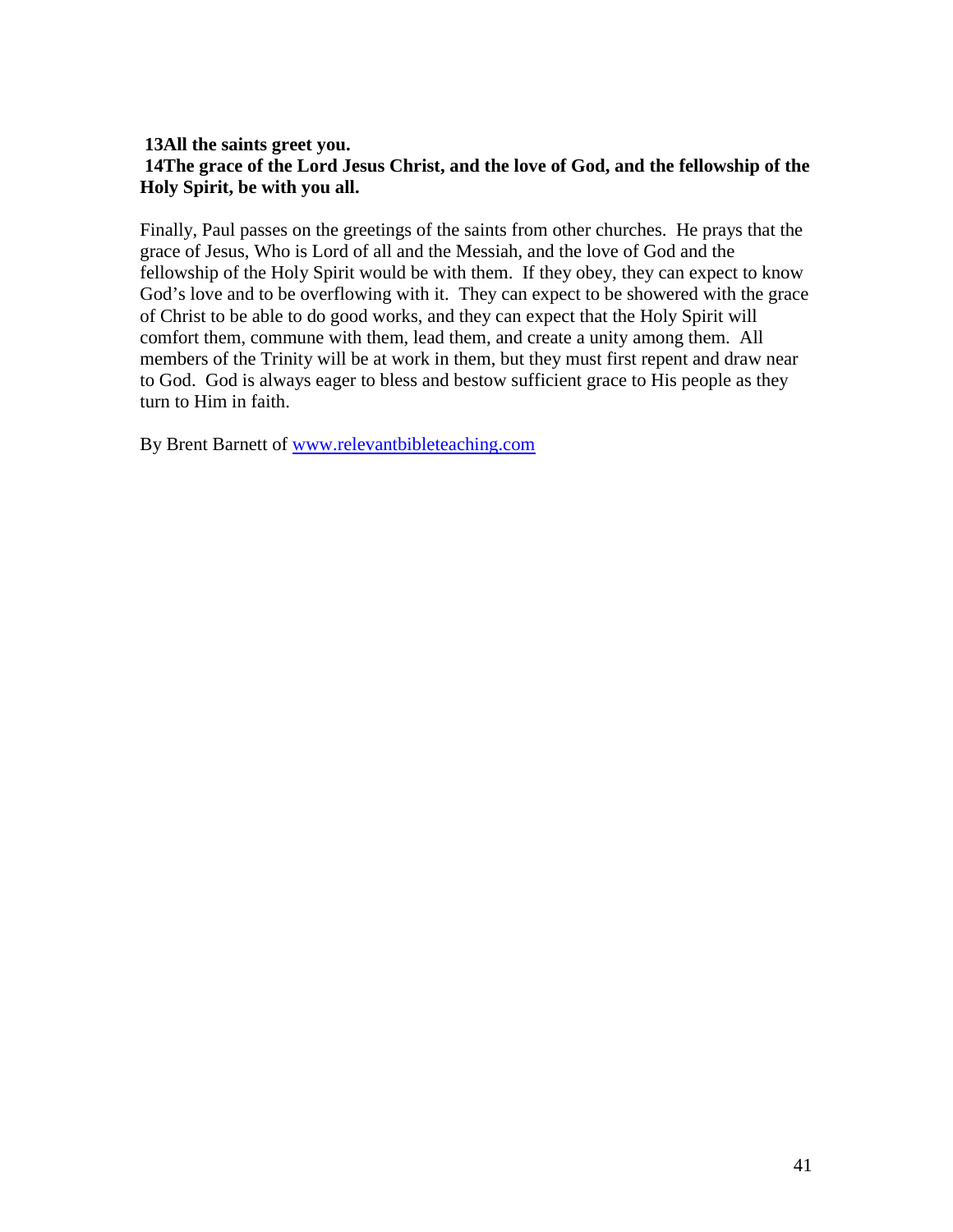**13All the saints greet you.**
**14The grace of the Lord Jesus Christ, and the love of God, and the fellowship of the Holy Spirit, be with you all.**

Finally, Paul passes on the greetings of the saints from other churches. He prays that the grace of Jesus, Who is Lord of all and the Messiah, and the love of God and the fellowship of the Holy Spirit would be with them. If they obey, they can expect to know God's love and to be overflowing with it. They can expect to be showered with the grace of Christ to be able to do good works, and they can expect that the Holy Spirit will comfort them, commune with them, lead them, and create a unity among them. All members of the Trinity will be at work in them, but they must first repent and draw near to God. God is always eager to bless and bestow sufficient grace to His people as they turn to Him in faith.

By Brent Barnett of [www.relevantbibleteaching.com](http://www.relevantbibleteaching.com)